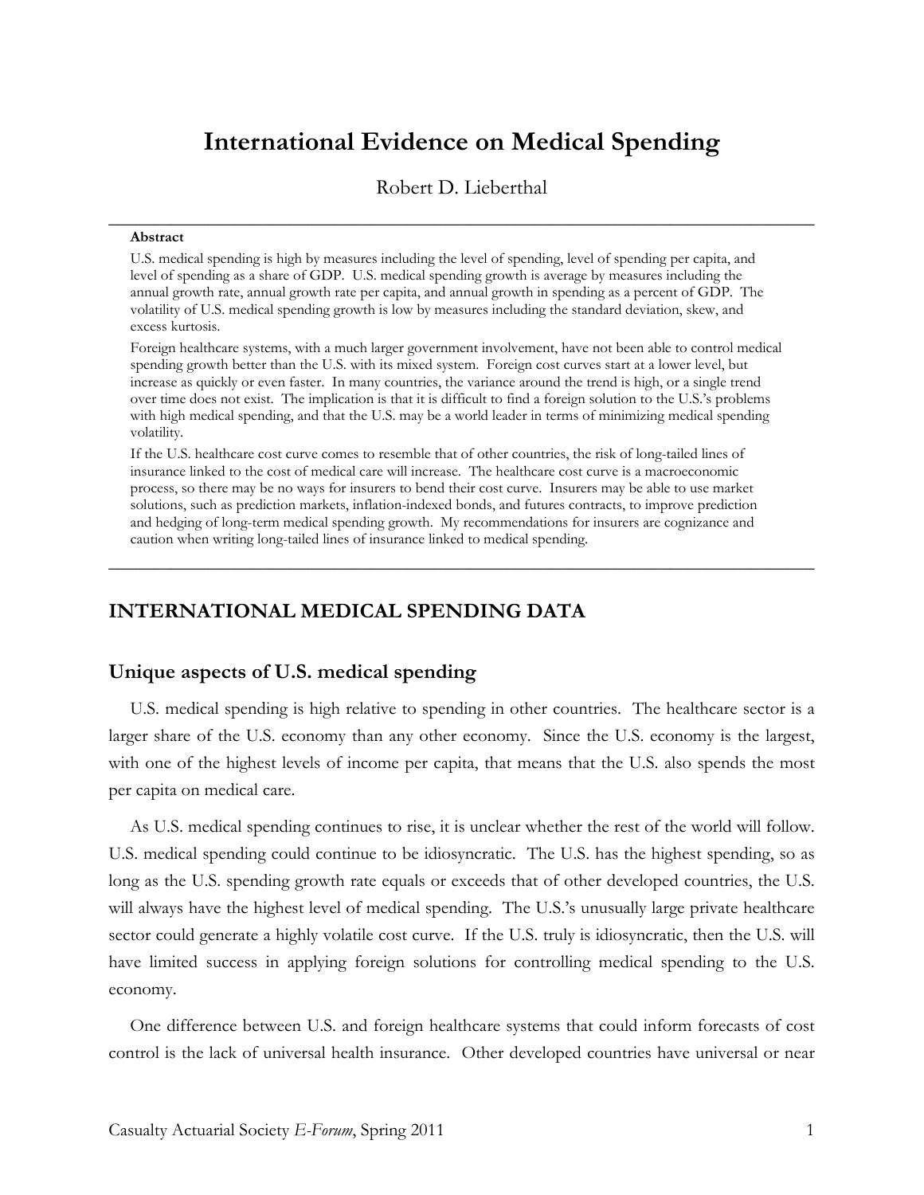# International Evidence on Medical Spending

Robert D. Lieberthal

---

**Abstract**

U.S. medical spending is high by measures including the level of spending, level of spending per capita, and level of spending as a share of GDP. U.S. medical spending growth is average by measures including the annual growth rate, annual growth rate per capita, and annual growth in spending as a percent of GDP. The volatility of U.S. medical spending growth is low by measures including the standard deviation, skew, and excess kurtosis.

Foreign healthcare systems, with a much larger government involvement, have not been able to control medical spending growth better than the U.S. with its mixed system. Foreign cost curves start at a lower level, but increase as quickly or even faster. In many countries, the variance around the trend is high, or a single trend over time does not exist. The implication is that it is difficult to find a foreign solution to the U.S.'s problems with high medical spending, and that the U.S. may be a world leader in terms of minimizing medical spending volatility.

If the U.S. healthcare cost curve comes to resemble that of other countries, the risk of long-tailed lines of insurance linked to the cost of medical care will increase. The healthcare cost curve is a macroeconomic process, so there may be no ways for insurers to bend their cost curve. Insurers may be able to use market solutions, such as prediction markets, inflation-indexed bonds, and futures contracts, to improve prediction and hedging of long-term medical spending growth. My recommendations for insurers are cognizance and caution when writing long-tailed lines of insurance linked to medical spending.

---

## INTERNATIONAL MEDICAL SPENDING DATA

### Unique aspects of U.S. medical spending

U.S. medical spending is high relative to spending in other countries. The healthcare sector is a larger share of the U.S. economy than any other economy. Since the U.S. economy is the largest, with one of the highest levels of income per capita, that means that the U.S. also spends the most per capita on medical care.

As U.S. medical spending continues to rise, it is unclear whether the rest of the world will follow. U.S. medical spending could continue to be idiosyncratic. The U.S. has the highest spending, so as long as the U.S. spending growth rate equals or exceeds that of other developed countries, the U.S. will always have the highest level of medical spending. The U.S.'s unusually large private healthcare sector could generate a highly volatile cost curve. If the U.S. truly is idiosyncratic, then the U.S. will have limited success in applying foreign solutions for controlling medical spending to the U.S. economy.

One difference between U.S. and foreign healthcare systems that could inform forecasts of cost control is the lack of universal health insurance. Other developed countries have universal or near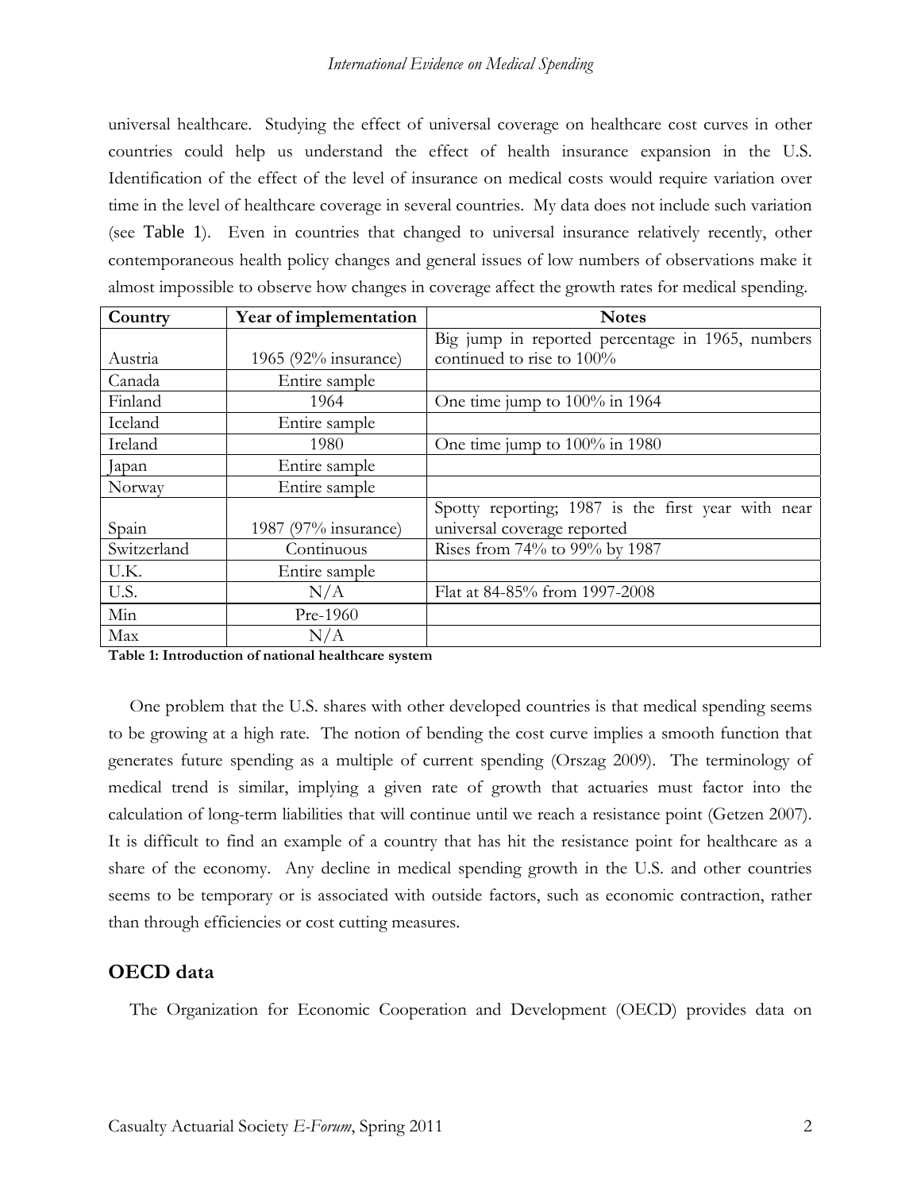universal healthcare. Studying the effect of universal coverage on healthcare cost curves in other countries could help us understand the effect of health insurance expansion in the U.S. Identification of the effect of the level of insurance on medical costs would require variation over time in the level of healthcare coverage in several countries. My data does not include such variation (see Table 1). Even in countries that changed to universal insurance relatively recently, other contemporaneous health policy changes and general issues of low numbers of observations make it almost impossible to observe how changes in coverage affect the growth rates for medical spending.

| Country | Year of implementation | Notes |
|---|---|---|
| Austria | 1965 (92% insurance) | Big jump in reported percentage in 1965, numbers continued to rise to 100% |
| Canada | Entire sample | |
| Finland | 1964 | One time jump to 100% in 1964 |
| Iceland | Entire sample | |
| Ireland | 1980 | One time jump to 100% in 1980 |
| Japan | Entire sample | |
| Norway | Entire sample | |
| Spain | 1987 (97% insurance) | Spotty reporting; 1987 is the first year with near universal coverage reported |
| Switzerland | Continuous | Rises from 74% to 99% by 1987 |
| U.K. | Entire sample | |
| U.S. | N/A | Flat at 84-85% from 1997-2008 |
| Min | Pre-1960 | |
| Max | N/A | |

**Table 1: Introduction of national healthcare system**

One problem that the U.S. shares with other developed countries is that medical spending seems to be growing at a high rate. The notion of bending the cost curve implies a smooth function that generates future spending as a multiple of current spending (Orszag 2009). The terminology of medical trend is similar, implying a given rate of growth that actuaries must factor into the calculation of long-term liabilities that will continue until we reach a resistance point (Getzen 2007). It is difficult to find an example of a country that has hit the resistance point for healthcare as a share of the economy. Any decline in medical spending growth in the U.S. and other countries seems to be temporary or is associated with outside factors, such as economic contraction, rather than through efficiencies or cost cutting measures.

## OECD data

The Organization for Economic Cooperation and Development (OECD) provides data on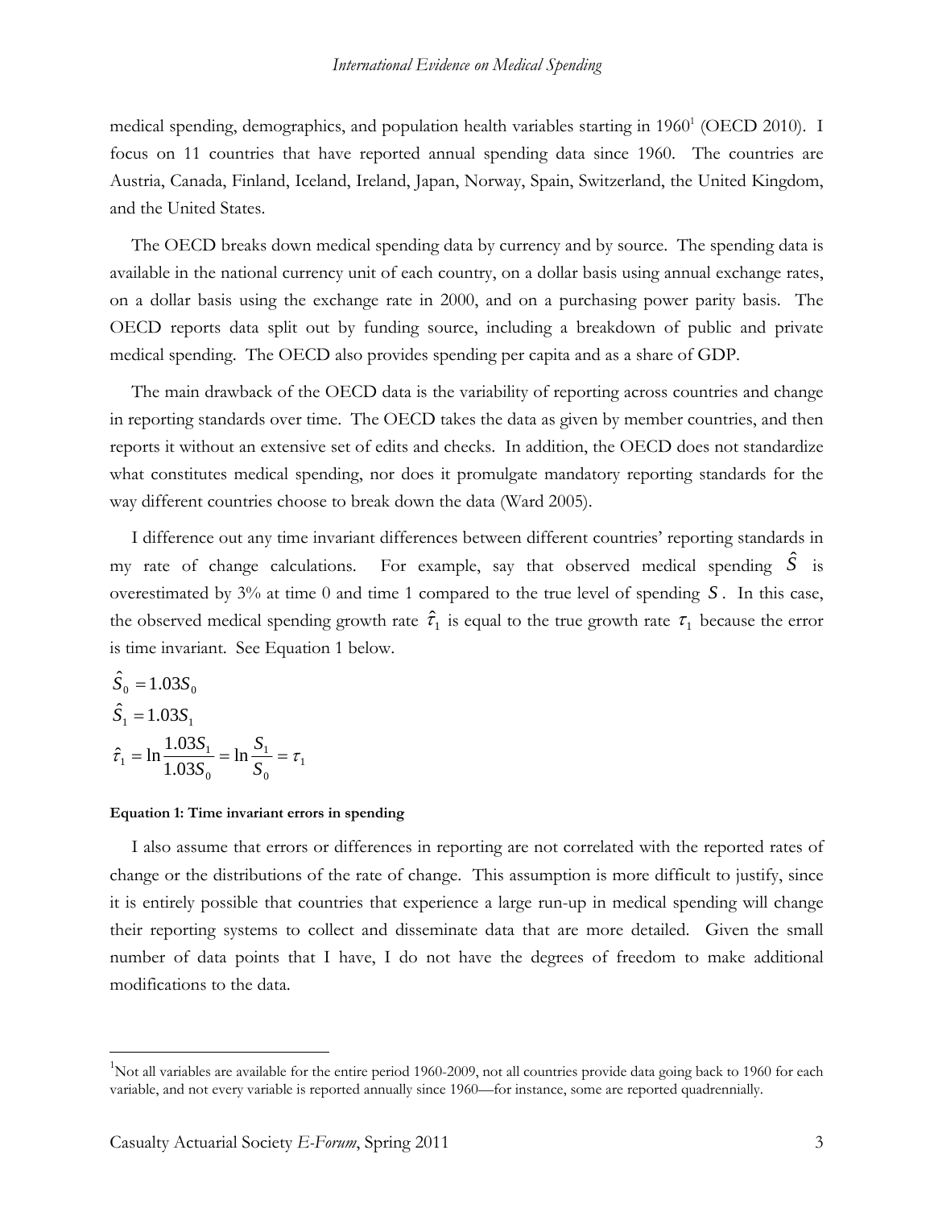medical spending, demographics, and population health variables starting in 1960[1] (OECD 2010). I focus on 11 countries that have reported annual spending data since 1960. The countries are Austria, Canada, Finland, Iceland, Ireland, Japan, Norway, Spain, Switzerland, the United Kingdom, and the United States.

The OECD breaks down medical spending data by currency and by source. The spending data is available in the national currency unit of each country, on a dollar basis using annual exchange rates, on a dollar basis using the exchange rate in 2000, and on a purchasing power parity basis. The OECD reports data split out by funding source, including a breakdown of public and private medical spending. The OECD also provides spending per capita and as a share of GDP.

The main drawback of the OECD data is the variability of reporting across countries and change in reporting standards over time. The OECD takes the data as given by member countries, and then reports it without an extensive set of edits and checks. In addition, the OECD does not standardize what constitutes medical spending, nor does it promulgate mandatory reporting standards for the way different countries choose to break down the data (Ward 2005).

I difference out any time invariant differences between different countries' reporting standards in my rate of change calculations. For example, say that observed medical spending $\hat{S}$ is overestimated by 3% at time 0 and time 1 compared to the true level of spending $S$. In this case, the observed medical spending growth rate $\hat{\tau}_1$ is equal to the true growth rate $\tau_1$ because the error is time invariant. See Equation 1 below.

$$\hat{S}_0 = 1.03 S_0$$

$$\hat{S}_1 = 1.03 S_1$$

$$\hat{\tau}_1 = \ln \frac{1.03 S_1}{1.03 S_0} = \ln \frac{S_1}{S_0} = \tau_1$$

**Equation 1: Time invariant errors in spending**

I also assume that errors or differences in reporting are not correlated with the reported rates of change or the distributions of the rate of change. This assumption is more difficult to justify, since it is entirely possible that countries that experience a large run-up in medical spending will change their reporting systems to collect and disseminate data that are more detailed. Given the small number of data points that I have, I do not have the degrees of freedom to make additional modifications to the data.

[1] Not all variables are available for the entire period 1960-2009, not all countries provide data going back to 1960 for each variable, and not every variable is reported annually since 1960—for instance, some are reported quadrennially.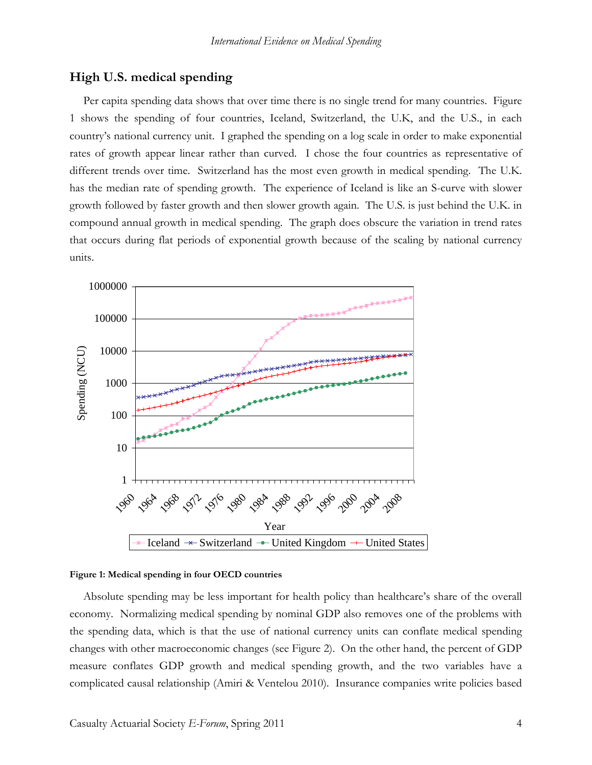## High U.S. medical spending

Per capita spending data shows that over time there is no single trend for many countries. Figure 1 shows the spending of four countries, Iceland, Switzerland, the U.K, and the U.S., in each country's national currency unit. I graphed the spending on a log scale in order to make exponential rates of growth appear linear rather than curved. I chose the four countries as representative of different trends over time. Switzerland has the most even growth in medical spending. The U.K. has the median rate of spending growth. The experience of Iceland is like an S-curve with slower growth followed by faster growth and then slower growth again. The U.S. is just behind the U.K. in compound annual growth in medical spending. The graph does obscure the variation in trend rates that occurs during flat periods of exponential growth because of the scaling by national currency units.

**Figure 1: Medical spending in four OECD countries**

Absolute spending may be less important for health policy than healthcare's share of the overall economy. Normalizing medical spending by nominal GDP also removes one of the problems with the spending data, which is that the use of national currency units can conflate medical spending changes with other macroeconomic changes (see Figure 2). On the other hand, the percent of GDP measure conflates GDP growth and medical spending growth, and the two variables have a complicated causal relationship (Amiri & Ventelou 2010). Insurance companies write policies based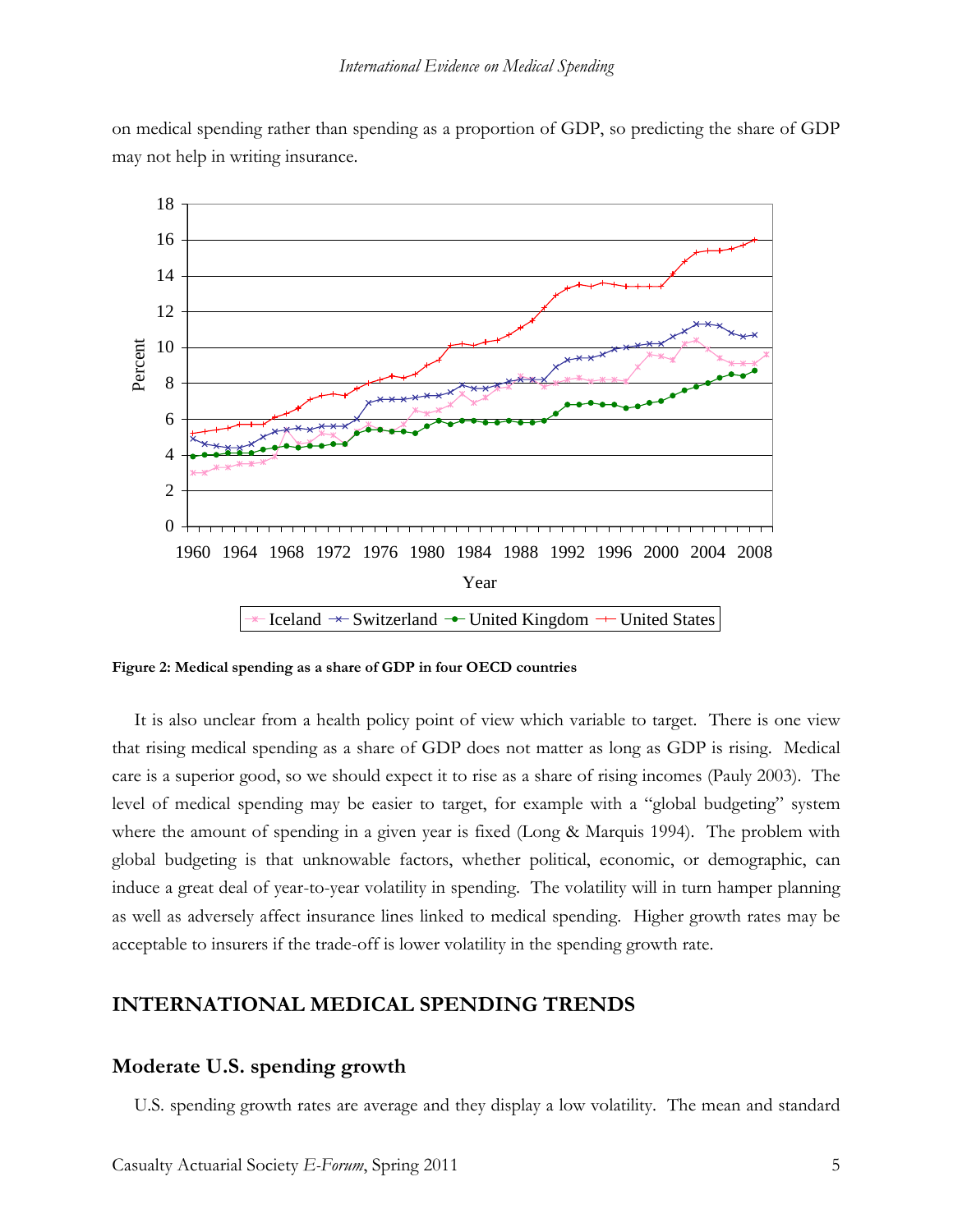on medical spending rather than spending as a proportion of GDP, so predicting the share of GDP may not help in writing insurance.

**Figure 2: Medical spending as a share of GDP in four OECD countries**

It is also unclear from a health policy point of view which variable to target. There is one view that rising medical spending as a share of GDP does not matter as long as GDP is rising. Medical care is a superior good, so we should expect it to rise as a share of rising incomes (Pauly 2003). The level of medical spending may be easier to target, for example with a "global budgeting" system where the amount of spending in a given year is fixed (Long & Marquis 1994). The problem with global budgeting is that unknowable factors, whether political, economic, or demographic, can induce a great deal of year-to-year volatility in spending. The volatility will in turn hamper planning as well as adversely affect insurance lines linked to medical spending. Higher growth rates may be acceptable to insurers if the trade-off is lower volatility in the spending growth rate.

## INTERNATIONAL MEDICAL SPENDING TRENDS

### Moderate U.S. spending growth

U.S. spending growth rates are average and they display a low volatility. The mean and standard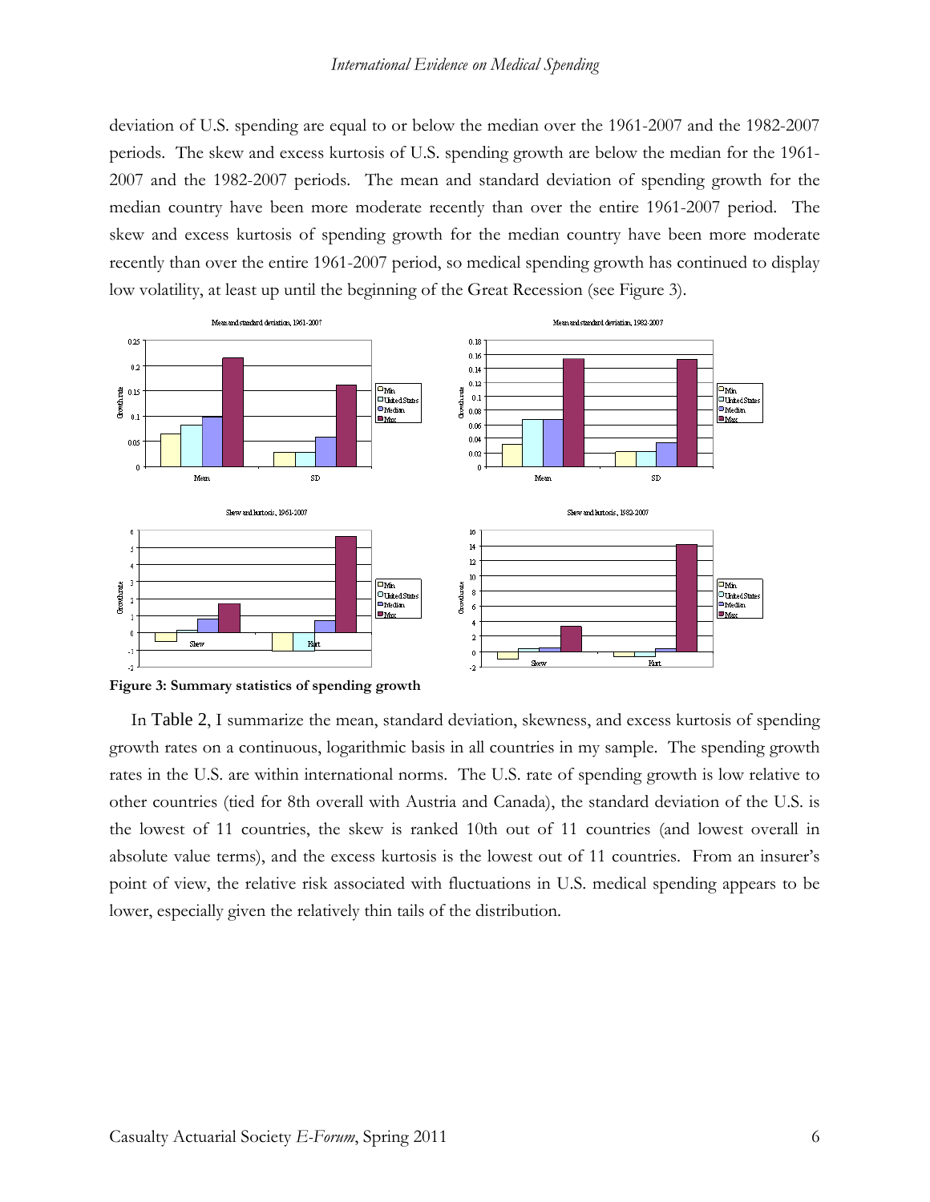deviation of U.S. spending are equal to or below the median over the 1961-2007 and the 1982-2007 periods. The skew and excess kurtosis of U.S. spending growth are below the median for the 1961-2007 and the 1982-2007 periods. The mean and standard deviation of spending growth for the median country have been more moderate recently than over the entire 1961-2007 period. The skew and excess kurtosis of spending growth for the median country have been more moderate recently than over the entire 1961-2007 period, so medical spending growth has continued to display low volatility, at least up until the beginning of the Great Recession (see Figure 3).

**Figure 3: Summary statistics of spending growth**

In Table 2, I summarize the mean, standard deviation, skewness, and excess kurtosis of spending growth rates on a continuous, logarithmic basis in all countries in my sample. The spending growth rates in the U.S. are within international norms. The U.S. rate of spending growth is low relative to other countries (tied for 8th overall with Austria and Canada), the standard deviation of the U.S. is the lowest of 11 countries, the skew is ranked 10th out of 11 countries (and lowest overall in absolute value terms), and the excess kurtosis is the lowest out of 11 countries. From an insurer's point of view, the relative risk associated with fluctuations in U.S. medical spending appears to be lower, especially given the relatively thin tails of the distribution.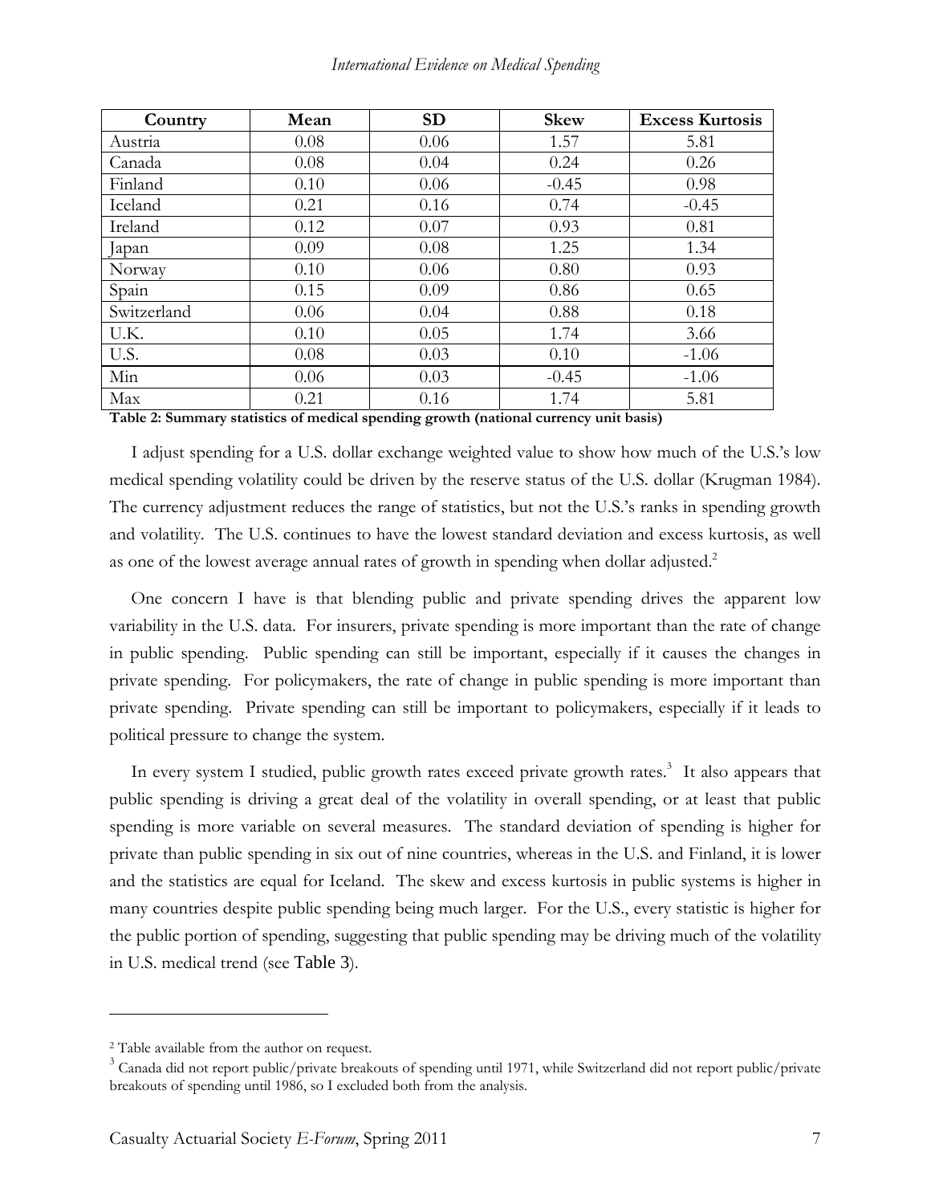| Country | Mean | SD | Skew | Excess Kurtosis |
|---|---|---|---|---|
| Austria | 0.08 | 0.06 | 1.57 | 5.81 |
| Canada | 0.08 | 0.04 | 0.24 | 0.26 |
| Finland | 0.10 | 0.06 | -0.45 | 0.98 |
| Iceland | 0.21 | 0.16 | 0.74 | -0.45 |
| Ireland | 0.12 | 0.07 | 0.93 | 0.81 |
| Japan | 0.09 | 0.08 | 1.25 | 1.34 |
| Norway | 0.10 | 0.06 | 0.80 | 0.93 |
| Spain | 0.15 | 0.09 | 0.86 | 0.65 |
| Switzerland | 0.06 | 0.04 | 0.88 | 0.18 |
| U.K. | 0.10 | 0.05 | 1.74 | 3.66 |
| U.S. | 0.08 | 0.03 | 0.10 | -1.06 |
| Min | 0.06 | 0.03 | -0.45 | -1.06 |
| Max | 0.21 | 0.16 | 1.74 | 5.81 |

**Table 2: Summary statistics of medical spending growth (national currency unit basis)**

I adjust spending for a U.S. dollar exchange weighted value to show how much of the U.S.'s low medical spending volatility could be driven by the reserve status of the U.S. dollar (Krugman 1984). The currency adjustment reduces the range of statistics, but not the U.S.'s ranks in spending growth and volatility. The U.S. continues to have the lowest standard deviation and excess kurtosis, as well as one of the lowest average annual rates of growth in spending when dollar adjusted.[2]

One concern I have is that blending public and private spending drives the apparent low variability in the U.S. data. For insurers, private spending is more important than the rate of change in public spending. Public spending can still be important, especially if it causes the changes in private spending. For policymakers, the rate of change in public spending is more important than private spending. Private spending can still be important to policymakers, especially if it leads to political pressure to change the system.

In every system I studied, public growth rates exceed private growth rates.[3] It also appears that public spending is driving a great deal of the volatility in overall spending, or at least that public spending is more variable on several measures. The standard deviation of spending is higher for private than public spending in six out of nine countries, whereas in the U.S. and Finland, it is lower and the statistics are equal for Iceland. The skew and excess kurtosis in public systems is higher in many countries despite public spending being much larger. For the U.S., every statistic is higher for the public portion of spending, suggesting that public spending may be driving much of the volatility in U.S. medical trend (see Table 3).

---

[2] Table available from the author on request.

[3] Canada did not report public/private breakouts of spending until 1971, while Switzerland did not report public/private breakouts of spending until 1986, so I excluded both from the analysis.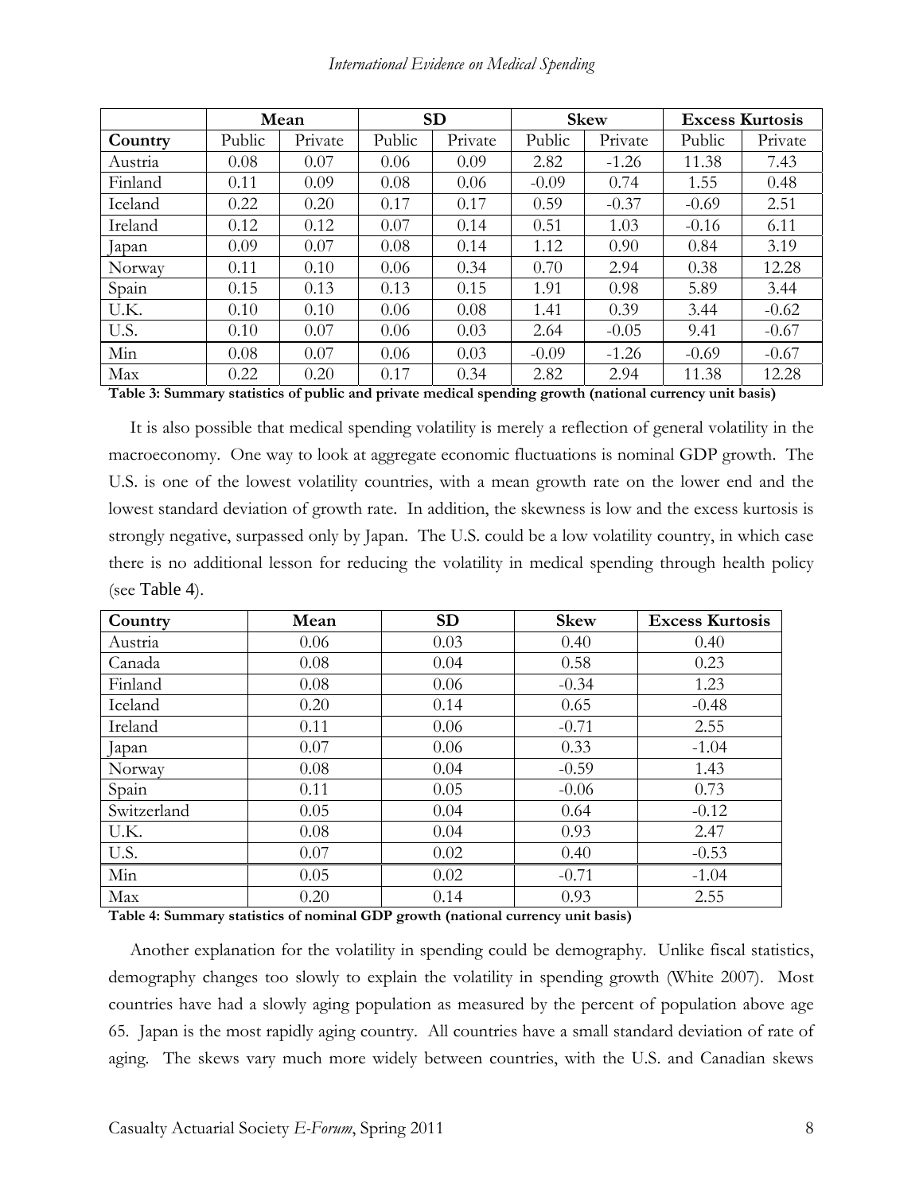| | Mean | | SD | | Skew | | Excess Kurtosis | |
|---|---|---|---|---|---|---|---|---|
| **Country** | Public | Private | Public | Private | Public | Private | Public | Private |
| Austria | 0.08 | 0.07 | 0.06 | 0.09 | 2.82 | -1.26 | 11.38 | 7.43 |
| Finland | 0.11 | 0.09 | 0.08 | 0.06 | -0.09 | 0.74 | 1.55 | 0.48 |
| Iceland | 0.22 | 0.20 | 0.17 | 0.17 | 0.59 | -0.37 | -0.69 | 2.51 |
| Ireland | 0.12 | 0.12 | 0.07 | 0.14 | 0.51 | 1.03 | -0.16 | 6.11 |
| Japan | 0.09 | 0.07 | 0.08 | 0.14 | 1.12 | 0.90 | 0.84 | 3.19 |
| Norway | 0.11 | 0.10 | 0.06 | 0.34 | 0.70 | 2.94 | 0.38 | 12.28 |
| Spain | 0.15 | 0.13 | 0.13 | 0.15 | 1.91 | 0.98 | 5.89 | 3.44 |
| U.K. | 0.10 | 0.10 | 0.06 | 0.08 | 1.41 | 0.39 | 3.44 | -0.62 |
| U.S. | 0.10 | 0.07 | 0.06 | 0.03 | 2.64 | -0.05 | 9.41 | -0.67 |
| Min | 0.08 | 0.07 | 0.06 | 0.03 | -0.09 | -1.26 | -0.69 | -0.67 |
| Max | 0.22 | 0.20 | 0.17 | 0.34 | 2.82 | 2.94 | 11.38 | 12.28 |

**Table 3: Summary statistics of public and private medical spending growth (national currency unit basis)**

It is also possible that medical spending volatility is merely a reflection of general volatility in the macroeconomy. One way to look at aggregate economic fluctuations is nominal GDP growth. The U.S. is one of the lowest volatility countries, with a mean growth rate on the lower end and the lowest standard deviation of growth rate. In addition, the skewness is low and the excess kurtosis is strongly negative, surpassed only by Japan. The U.S. could be a low volatility country, in which case there is no additional lesson for reducing the volatility in medical spending through health policy (see Table 4).

| Country | Mean | SD | Skew | Excess Kurtosis |
|---|---|---|---|---|
| Austria | 0.06 | 0.03 | 0.40 | 0.40 |
| Canada | 0.08 | 0.04 | 0.58 | 0.23 |
| Finland | 0.08 | 0.06 | -0.34 | 1.23 |
| Iceland | 0.20 | 0.14 | 0.65 | -0.48 |
| Ireland | 0.11 | 0.06 | -0.71 | 2.55 |
| Japan | 0.07 | 0.06 | 0.33 | -1.04 |
| Norway | 0.08 | 0.04 | -0.59 | 1.43 |
| Spain | 0.11 | 0.05 | -0.06 | 0.73 |
| Switzerland | 0.05 | 0.04 | 0.64 | -0.12 |
| U.K. | 0.08 | 0.04 | 0.93 | 2.47 |
| U.S. | 0.07 | 0.02 | 0.40 | -0.53 |
| Min | 0.05 | 0.02 | -0.71 | -1.04 |
| Max | 0.20 | 0.14 | 0.93 | 2.55 |

**Table 4: Summary statistics of nominal GDP growth (national currency unit basis)**

Another explanation for the volatility in spending could be demography. Unlike fiscal statistics, demography changes too slowly to explain the volatility in spending growth (White 2007). Most countries have had a slowly aging population as measured by the percent of population above age 65. Japan is the most rapidly aging country. All countries have a small standard deviation of rate of aging. The skews vary much more widely between countries, with the U.S. and Canadian skews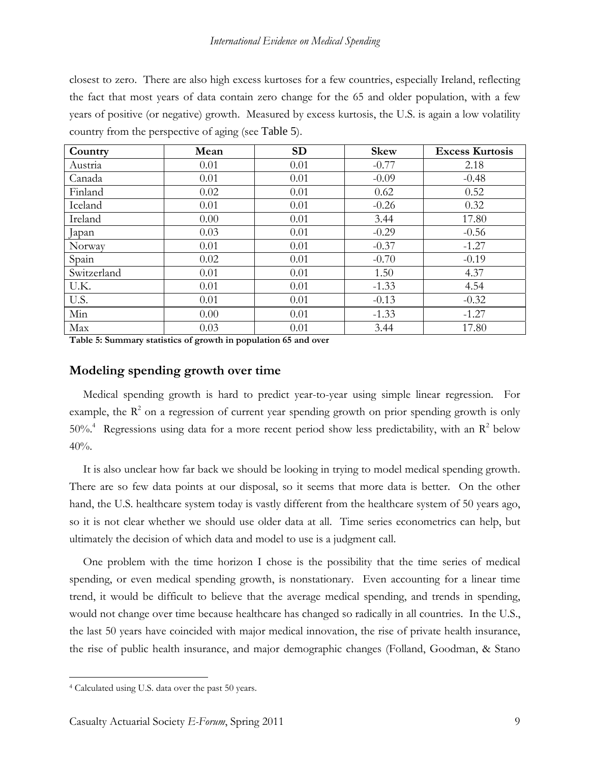closest to zero. There are also high excess kurtoses for a few countries, especially Ireland, reflecting the fact that most years of data contain zero change for the 65 and older population, with a few years of positive (or negative) growth. Measured by excess kurtosis, the U.S. is again a low volatility country from the perspective of aging (see Table 5).

| Country | Mean | SD | Skew | Excess Kurtosis |
| --- | --- | --- | --- | --- |
| Austria | 0.01 | 0.01 | -0.77 | 2.18 |
| Canada | 0.01 | 0.01 | -0.09 | -0.48 |
| Finland | 0.02 | 0.01 | 0.62 | 0.52 |
| Iceland | 0.01 | 0.01 | -0.26 | 0.32 |
| Ireland | 0.00 | 0.01 | 3.44 | 17.80 |
| Japan | 0.03 | 0.01 | -0.29 | -0.56 |
| Norway | 0.01 | 0.01 | -0.37 | -1.27 |
| Spain | 0.02 | 0.01 | -0.70 | -0.19 |
| Switzerland | 0.01 | 0.01 | 1.50 | 4.37 |
| U.K. | 0.01 | 0.01 | -1.33 | 4.54 |
| U.S. | 0.01 | 0.01 | -0.13 | -0.32 |
| Min | 0.00 | 0.01 | -1.33 | -1.27 |
| Max | 0.03 | 0.01 | 3.44 | 17.80 |

**Table 5: Summary statistics of growth in population 65 and over**

## Modeling spending growth over time

Medical spending growth is hard to predict year-to-year using simple linear regression. For example, the $R^2$ on a regression of current year spending growth on prior spending growth is only 50%.[4] Regressions using data for a more recent period show less predictability, with an $R^2$ below 40%.

It is also unclear how far back we should be looking in trying to model medical spending growth. There are so few data points at our disposal, so it seems that more data is better. On the other hand, the U.S. healthcare system today is vastly different from the healthcare system of 50 years ago, so it is not clear whether we should use older data at all. Time series econometrics can help, but ultimately the decision of which data and model to use is a judgment call.

One problem with the time horizon I chose is the possibility that the time series of medical spending, or even medical spending growth, is nonstationary. Even accounting for a linear time trend, it would be difficult to believe that the average medical spending, and trends in spending, would not change over time because healthcare has changed so radically in all countries. In the U.S., the last 50 years have coincided with major medical innovation, the rise of private health insurance, the rise of public health insurance, and major demographic changes (Folland, Goodman, & Stano

[4] Calculated using U.S. data over the past 50 years.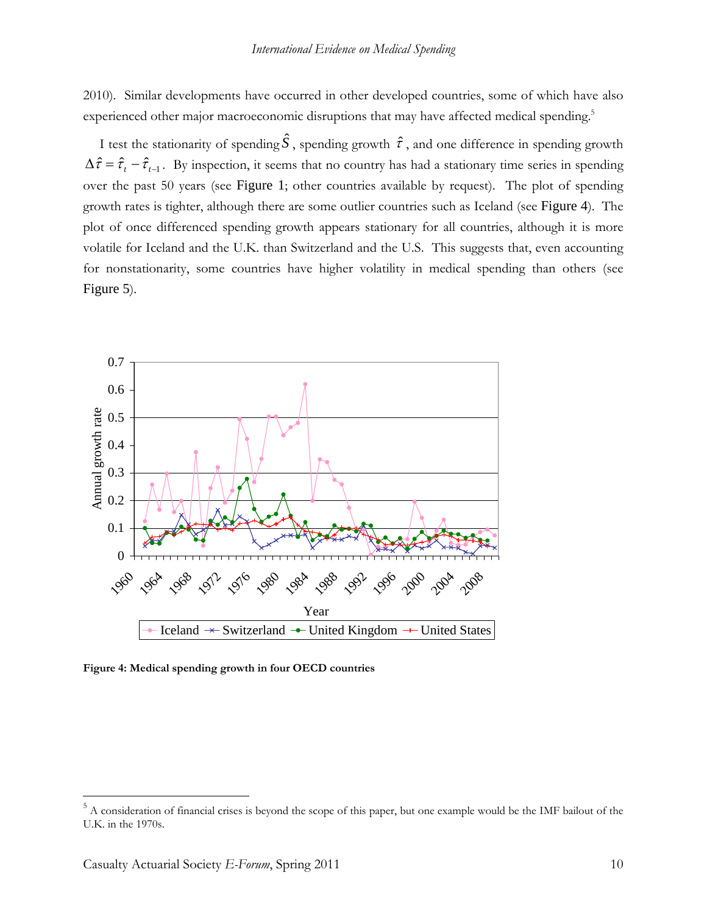2010). Similar developments have occurred in other developed countries, some of which have also experienced other major macroeconomic disruptions that may have affected medical spending.[5]

I test the stationarity of spending $\hat{S}$, spending growth $\hat{\tau}$, and one difference in spending growth $\Delta\hat{\tau} = \hat{\tau}_t - \hat{\tau}_{t-1}$. By inspection, it seems that no country has had a stationary time series in spending over the past 50 years (see Figure 1; other countries available by request). The plot of spending growth rates is tighter, although there are some outlier countries such as Iceland (see Figure 4). The plot of once differenced spending growth appears stationary for all countries, although it is more volatile for Iceland and the U.K. than Switzerland and the U.S. This suggests that, even accounting for nonstationarity, some countries have higher volatility in medical spending than others (see Figure 5).

**Figure 4: Medical spending growth in four OECD countries**

[5] A consideration of financial crises is beyond the scope of this paper, but one example would be the IMF bailout of the U.K. in the 1970s.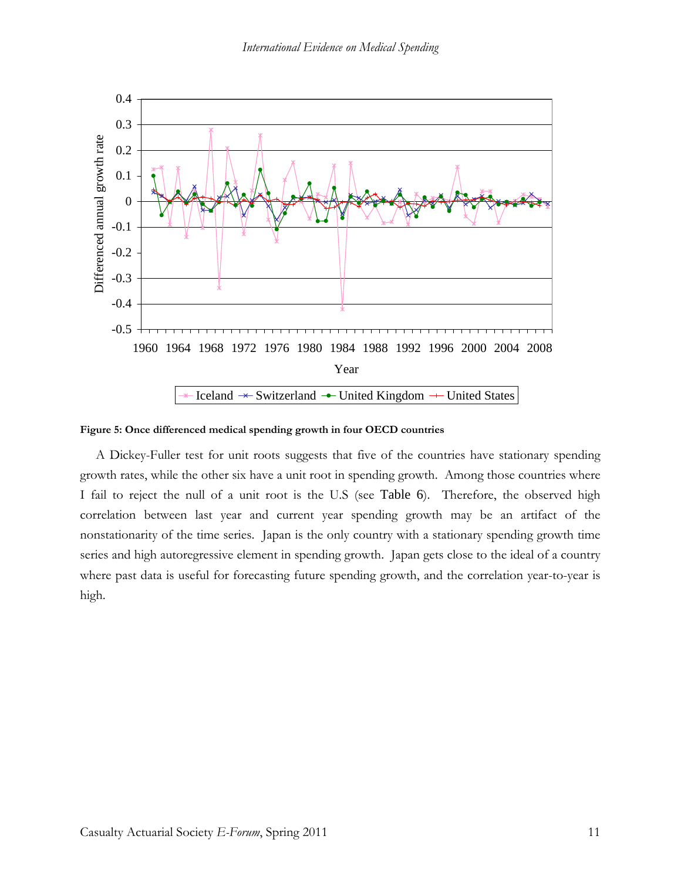**Figure 5: Once differenced medical spending growth in four OECD countries**

A Dickey-Fuller test for unit roots suggests that five of the countries have stationary spending growth rates, while the other six have a unit root in spending growth. Among those countries where I fail to reject the null of a unit root is the U.S (see Table 6). Therefore, the observed high correlation between last year and current year spending growth may be an artifact of the nonstationarity of the time series. Japan is the only country with a stationary spending growth time series and high autoregressive element in spending growth. Japan gets close to the ideal of a country where past data is useful for forecasting future spending growth, and the correlation year-to-year is high.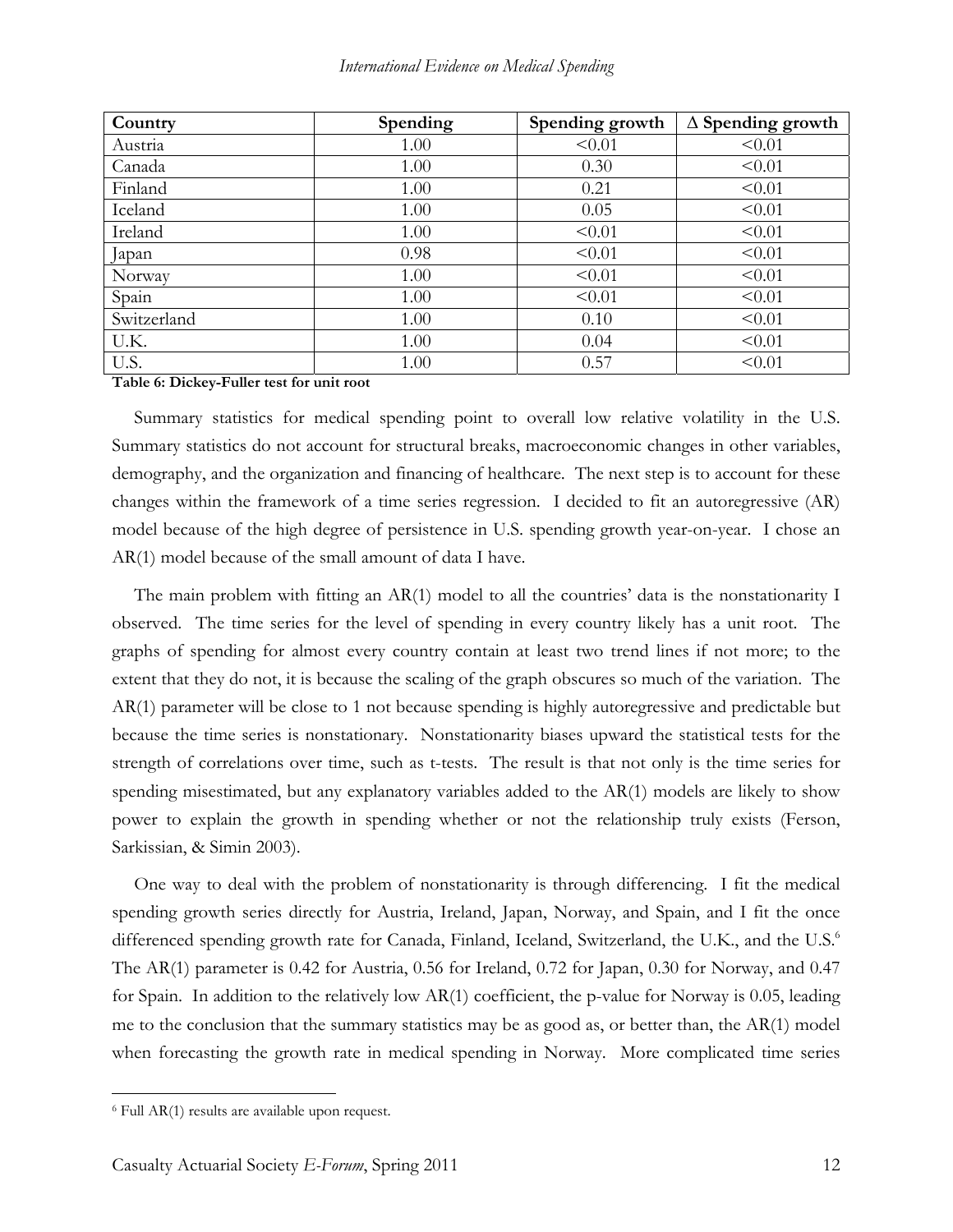| Country | Spending | Spending growth | Δ Spending growth |
|---|---|---|---|
| Austria | 1.00 | <0.01 | <0.01 |
| Canada | 1.00 | 0.30 | <0.01 |
| Finland | 1.00 | 0.21 | <0.01 |
| Iceland | 1.00 | 0.05 | <0.01 |
| Ireland | 1.00 | <0.01 | <0.01 |
| Japan | 0.98 | <0.01 | <0.01 |
| Norway | 1.00 | <0.01 | <0.01 |
| Spain | 1.00 | <0.01 | <0.01 |
| Switzerland | 1.00 | 0.10 | <0.01 |
| U.K. | 1.00 | 0.04 | <0.01 |
| U.S. | 1.00 | 0.57 | <0.01 |

**Table 6: Dickey-Fuller test for unit root**

Summary statistics for medical spending point to overall low relative volatility in the U.S. Summary statistics do not account for structural breaks, macroeconomic changes in other variables, demography, and the organization and financing of healthcare. The next step is to account for these changes within the framework of a time series regression. I decided to fit an autoregressive (AR) model because of the high degree of persistence in U.S. spending growth year-on-year. I chose an AR(1) model because of the small amount of data I have.

The main problem with fitting an AR(1) model to all the countries' data is the nonstationarity I observed. The time series for the level of spending in every country likely has a unit root. The graphs of spending for almost every country contain at least two trend lines if not more; to the extent that they do not, it is because the scaling of the graph obscures so much of the variation. The AR(1) parameter will be close to 1 not because spending is highly autoregressive and predictable but because the time series is nonstationary. Nonstationarity biases upward the statistical tests for the strength of correlations over time, such as t-tests. The result is that not only is the time series for spending misestimated, but any explanatory variables added to the AR(1) models are likely to show power to explain the growth in spending whether or not the relationship truly exists (Ferson, Sarkissian, & Simin 2003).

One way to deal with the problem of nonstationarity is through differencing. I fit the medical spending growth series directly for Austria, Ireland, Japan, Norway, and Spain, and I fit the once differenced spending growth rate for Canada, Finland, Iceland, Switzerland, the U.K., and the U.S.[6] The AR(1) parameter is 0.42 for Austria, 0.56 for Ireland, 0.72 for Japan, 0.30 for Norway, and 0.47 for Spain. In addition to the relatively low AR(1) coefficient, the p-value for Norway is 0.05, leading me to the conclusion that the summary statistics may be as good as, or better than, the AR(1) model when forecasting the growth rate in medical spending in Norway. More complicated time series

[6] Full AR(1) results are available upon request.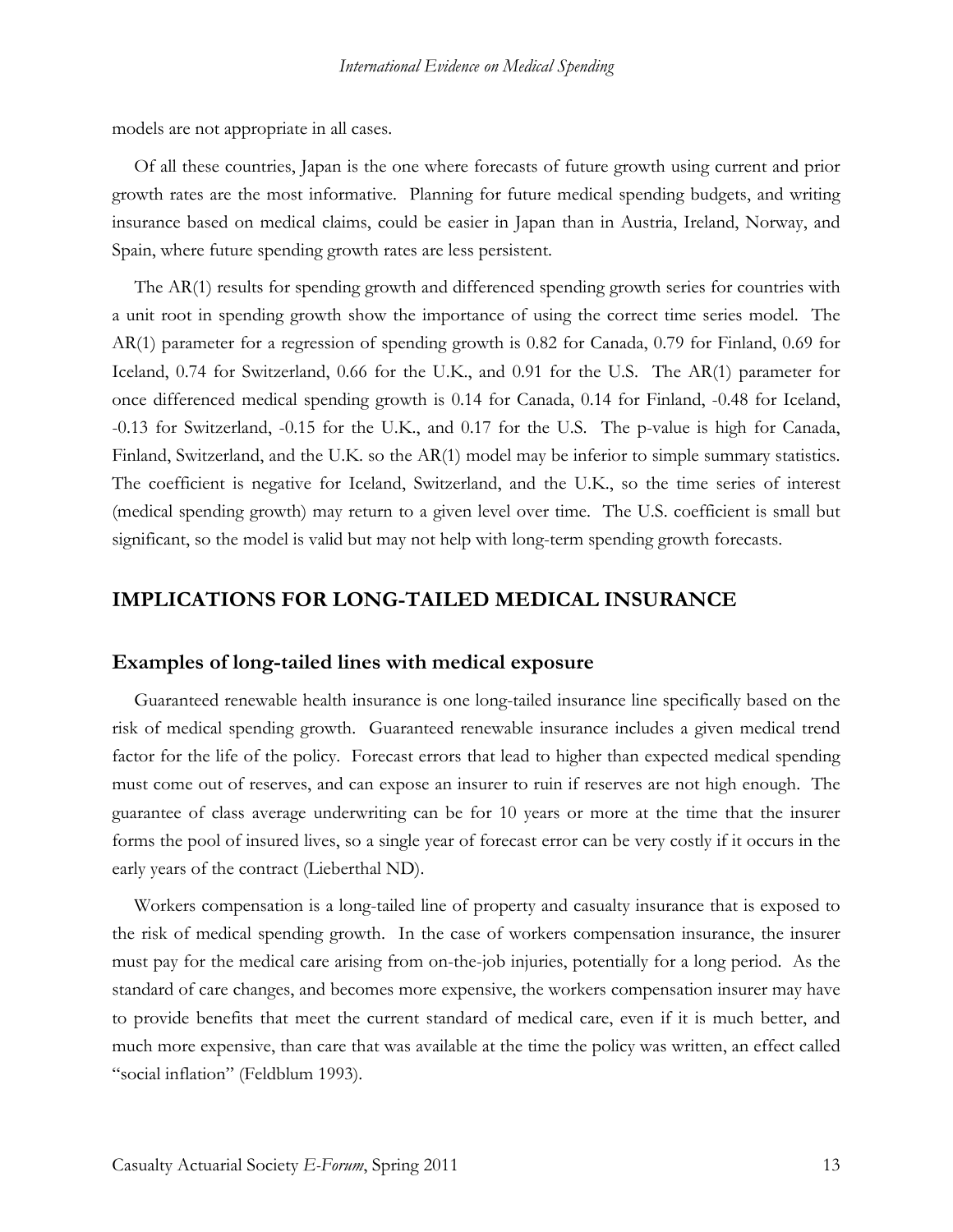models are not appropriate in all cases.

Of all these countries, Japan is the one where forecasts of future growth using current and prior growth rates are the most informative. Planning for future medical spending budgets, and writing insurance based on medical claims, could be easier in Japan than in Austria, Ireland, Norway, and Spain, where future spending growth rates are less persistent.

The AR(1) results for spending growth and differenced spending growth series for countries with a unit root in spending growth show the importance of using the correct time series model. The AR(1) parameter for a regression of spending growth is 0.82 for Canada, 0.79 for Finland, 0.69 for Iceland, 0.74 for Switzerland, 0.66 for the U.K., and 0.91 for the U.S. The AR(1) parameter for once differenced medical spending growth is 0.14 for Canada, 0.14 for Finland, -0.48 for Iceland, -0.13 for Switzerland, -0.15 for the U.K., and 0.17 for the U.S. The p-value is high for Canada, Finland, Switzerland, and the U.K. so the AR(1) model may be inferior to simple summary statistics. The coefficient is negative for Iceland, Switzerland, and the U.K., so the time series of interest (medical spending growth) may return to a given level over time. The U.S. coefficient is small but significant, so the model is valid but may not help with long-term spending growth forecasts.

## IMPLICATIONS FOR LONG-TAILED MEDICAL INSURANCE

### Examples of long-tailed lines with medical exposure

Guaranteed renewable health insurance is one long-tailed insurance line specifically based on the risk of medical spending growth. Guaranteed renewable insurance includes a given medical trend factor for the life of the policy. Forecast errors that lead to higher than expected medical spending must come out of reserves, and can expose an insurer to ruin if reserves are not high enough. The guarantee of class average underwriting can be for 10 years or more at the time that the insurer forms the pool of insured lives, so a single year of forecast error can be very costly if it occurs in the early years of the contract (Lieberthal ND).

Workers compensation is a long-tailed line of property and casualty insurance that is exposed to the risk of medical spending growth. In the case of workers compensation insurance, the insurer must pay for the medical care arising from on-the-job injuries, potentially for a long period. As the standard of care changes, and becomes more expensive, the workers compensation insurer may have to provide benefits that meet the current standard of medical care, even if it is much better, and much more expensive, than care that was available at the time the policy was written, an effect called "social inflation" (Feldblum 1993).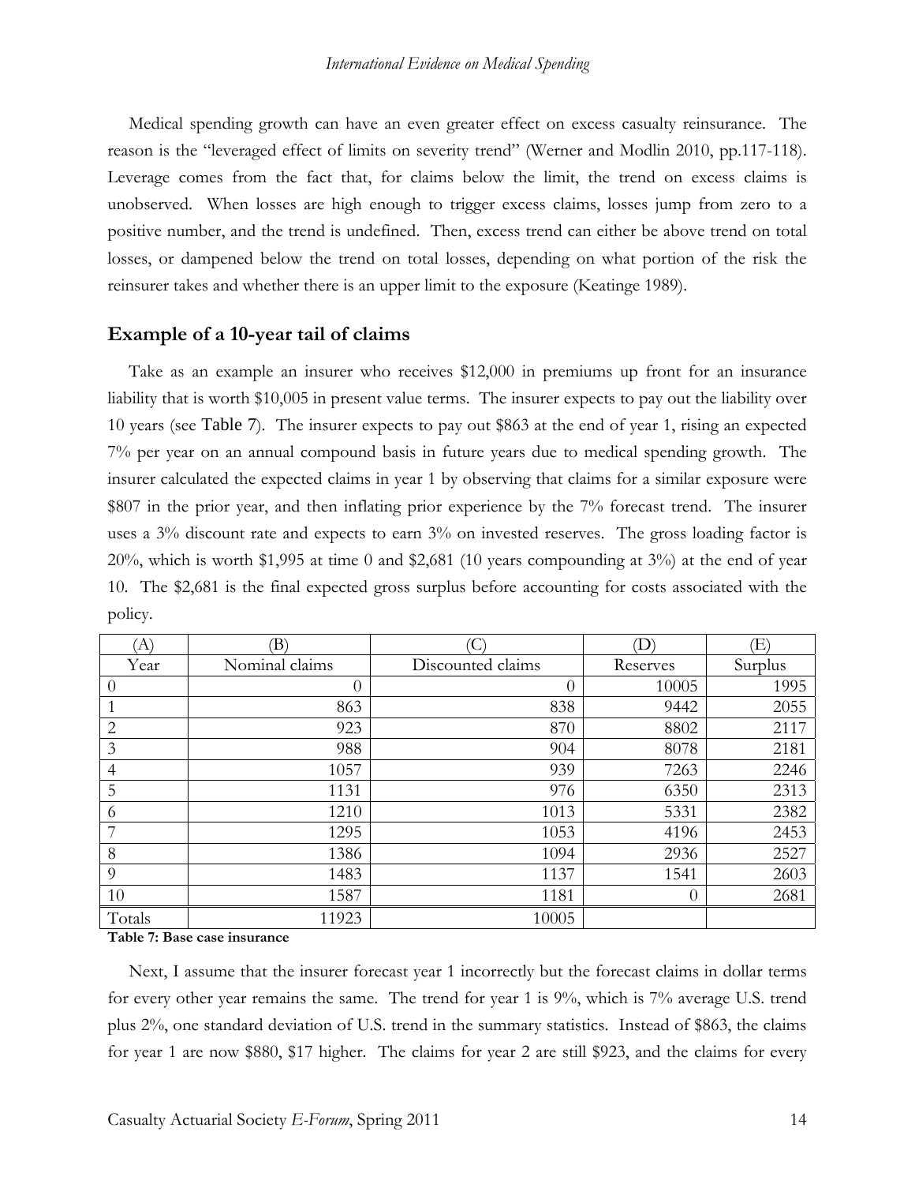Medical spending growth can have an even greater effect on excess casualty reinsurance. The reason is the "leveraged effect of limits on severity trend" (Werner and Modlin 2010, pp.117-118). Leverage comes from the fact that, for claims below the limit, the trend on excess claims is unobserved. When losses are high enough to trigger excess claims, losses jump from zero to a positive number, and the trend is undefined. Then, excess trend can either be above trend on total losses, or dampened below the trend on total losses, depending on what portion of the risk the reinsurer takes and whether there is an upper limit to the exposure (Keatinge 1989).

## Example of a 10-year tail of claims

Take as an example an insurer who receives $12,000 in premiums up front for an insurance liability that is worth $10,005 in present value terms. The insurer expects to pay out the liability over 10 years (see Table 7). The insurer expects to pay out $863 at the end of year 1, rising an expected 7% per year on an annual compound basis in future years due to medical spending growth. The insurer calculated the expected claims in year 1 by observing that claims for a similar exposure were $807 in the prior year, and then inflating prior experience by the 7% forecast trend. The insurer uses a 3% discount rate and expects to earn 3% on invested reserves. The gross loading factor is 20%, which is worth $1,995 at time 0 and $2,681 (10 years compounding at 3%) at the end of year 10. The $2,681 is the final expected gross surplus before accounting for costs associated with the policy.

| (A) | (B) | (C) | (D) | (E) |
|---|---|---|---|---|
| Year | Nominal claims | Discounted claims | Reserves | Surplus |
| 0 | 0 | 0 | 10005 | 1995 |
| 1 | 863 | 838 | 9442 | 2055 |
| 2 | 923 | 870 | 8802 | 2117 |
| 3 | 988 | 904 | 8078 | 2181 |
| 4 | 1057 | 939 | 7263 | 2246 |
| 5 | 1131 | 976 | 6350 | 2313 |
| 6 | 1210 | 1013 | 5331 | 2382 |
| 7 | 1295 | 1053 | 4196 | 2453 |
| 8 | 1386 | 1094 | 2936 | 2527 |
| 9 | 1483 | 1137 | 1541 | 2603 |
| 10 | 1587 | 1181 | 0 | 2681 |
| Totals | 11923 | 10005 | | |

**Table 7: Base case insurance**

Next, I assume that the insurer forecast year 1 incorrectly but the forecast claims in dollar terms for every other year remains the same. The trend for year 1 is 9%, which is 7% average U.S. trend plus 2%, one standard deviation of U.S. trend in the summary statistics. Instead of $863, the claims for year 1 are now $880, $17 higher. The claims for year 2 are still $923, and the claims for every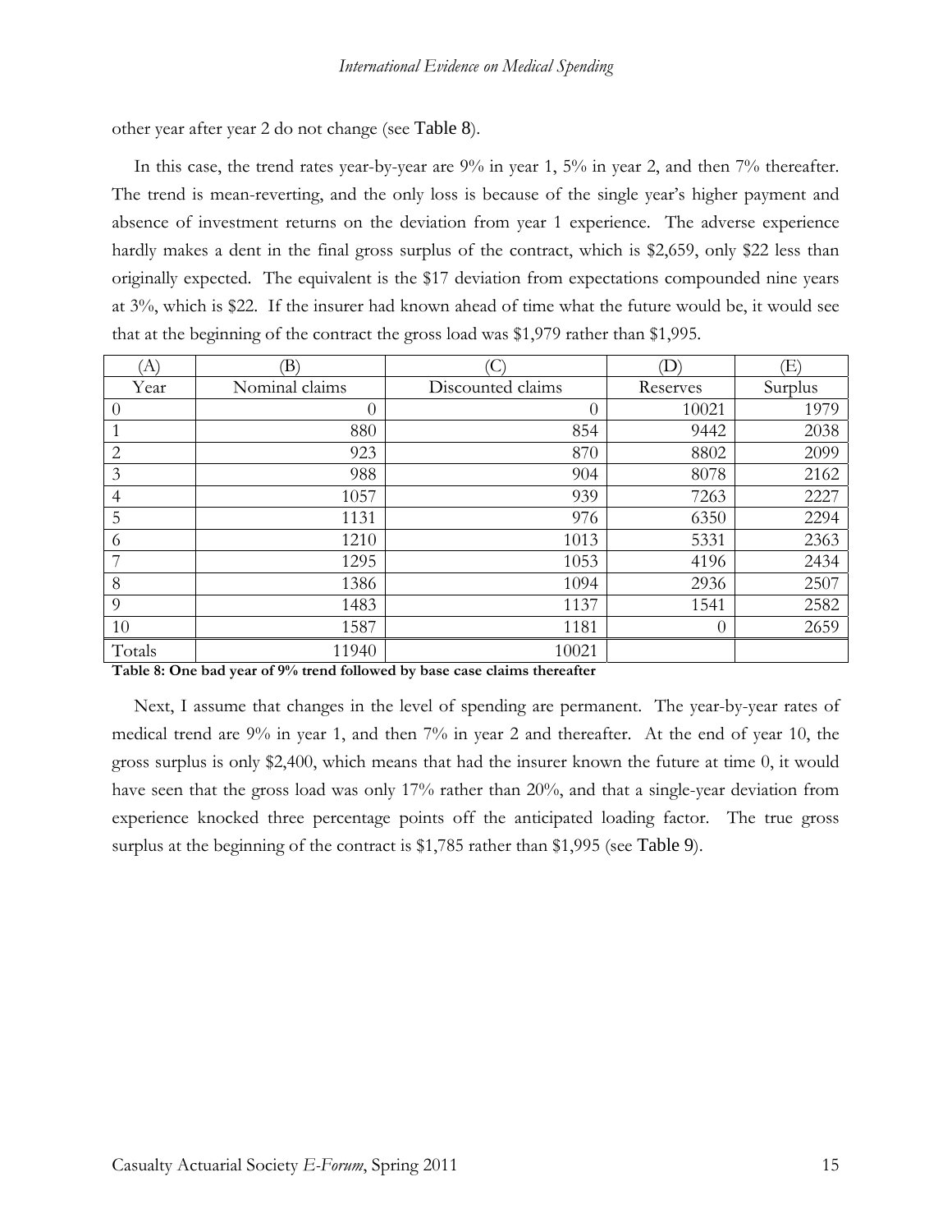other year after year 2 do not change (see Table 8).

In this case, the trend rates year-by-year are 9% in year 1, 5% in year 2, and then 7% thereafter. The trend is mean-reverting, and the only loss is because of the single year's higher payment and absence of investment returns on the deviation from year 1 experience. The adverse experience hardly makes a dent in the final gross surplus of the contract, which is $2,659, only $22 less than originally expected. The equivalent is the $17 deviation from expectations compounded nine years at 3%, which is $22. If the insurer had known ahead of time what the future would be, it would see that at the beginning of the contract the gross load was $1,979 rather than $1,995.

| (A) | (B) | (C) | (D) | (E) |
|---|---|---|---|---|
| Year | Nominal claims | Discounted claims | Reserves | Surplus |
| 0 | 0 | 0 | 10021 | 1979 |
| 1 | 880 | 854 | 9442 | 2038 |
| 2 | 923 | 870 | 8802 | 2099 |
| 3 | 988 | 904 | 8078 | 2162 |
| 4 | 1057 | 939 | 7263 | 2227 |
| 5 | 1131 | 976 | 6350 | 2294 |
| 6 | 1210 | 1013 | 5331 | 2363 |
| 7 | 1295 | 1053 | 4196 | 2434 |
| 8 | 1386 | 1094 | 2936 | 2507 |
| 9 | 1483 | 1137 | 1541 | 2582 |
| 10 | 1587 | 1181 | 0 | 2659 |
| Totals | 11940 | 10021 | | |

**Table 8: One bad year of 9% trend followed by base case claims thereafter**

Next, I assume that changes in the level of spending are permanent. The year-by-year rates of medical trend are 9% in year 1, and then 7% in year 2 and thereafter. At the end of year 10, the gross surplus is only $2,400, which means that had the insurer known the future at time 0, it would have seen that the gross load was only 17% rather than 20%, and that a single-year deviation from experience knocked three percentage points off the anticipated loading factor. The true gross surplus at the beginning of the contract is $1,785 rather than $1,995 (see Table 9).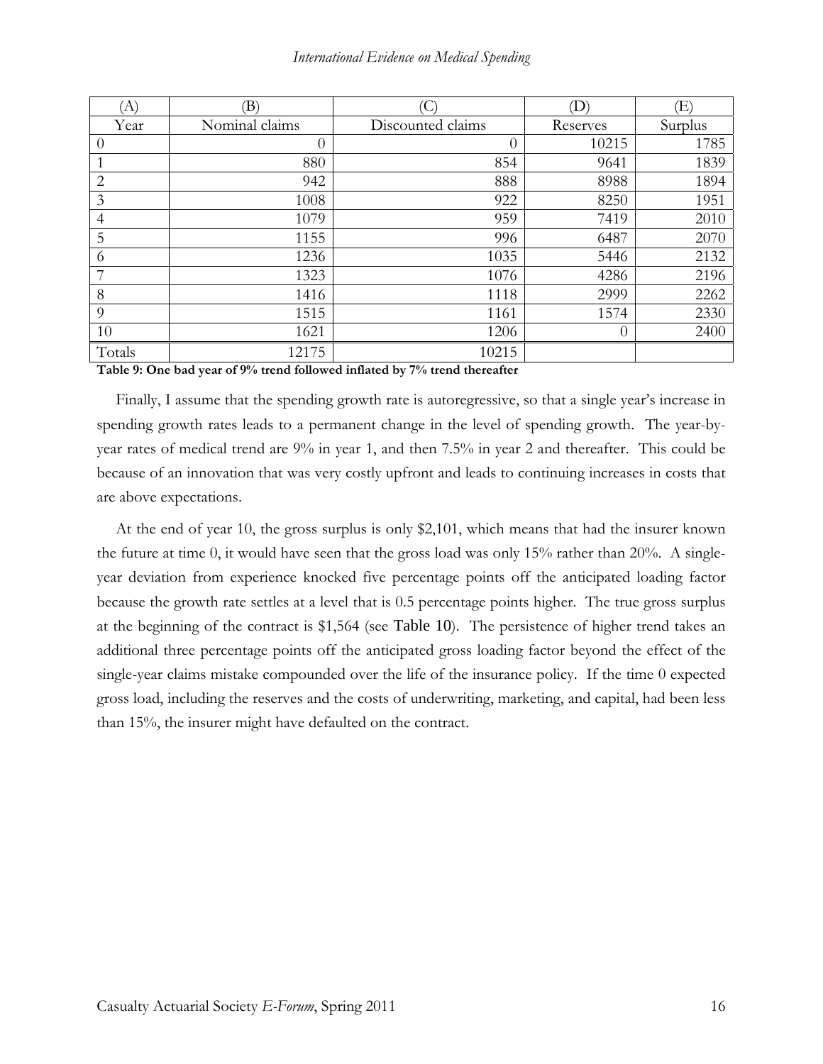| (A) | (B) | (C) | (D) | (E) |
|---|---|---|---|---|
| Year | Nominal claims | Discounted claims | Reserves | Surplus |
| 0 | 0 | 0 | 10215 | 1785 |
| 1 | 880 | 854 | 9641 | 1839 |
| 2 | 942 | 888 | 8988 | 1894 |
| 3 | 1008 | 922 | 8250 | 1951 |
| 4 | 1079 | 959 | 7419 | 2010 |
| 5 | 1155 | 996 | 6487 | 2070 |
| 6 | 1236 | 1035 | 5446 | 2132 |
| 7 | 1323 | 1076 | 4286 | 2196 |
| 8 | 1416 | 1118 | 2999 | 2262 |
| 9 | 1515 | 1161 | 1574 | 2330 |
| 10 | 1621 | 1206 | 0 | 2400 |
| Totals | 12175 | 10215 | | |

**Table 9: One bad year of 9% trend followed inflated by 7% trend thereafter**

Finally, I assume that the spending growth rate is autoregressive, so that a single year's increase in spending growth rates leads to a permanent change in the level of spending growth. The year-by-year rates of medical trend are 9% in year 1, and then 7.5% in year 2 and thereafter. This could be because of an innovation that was very costly upfront and leads to continuing increases in costs that are above expectations.

At the end of year 10, the gross surplus is only $2,101, which means that had the insurer known the future at time 0, it would have seen that the gross load was only 15% rather than 20%. A single-year deviation from experience knocked five percentage points off the anticipated loading factor because the growth rate settles at a level that is 0.5 percentage points higher. The true gross surplus at the beginning of the contract is $1,564 (see Table 10). The persistence of higher trend takes an additional three percentage points off the anticipated gross loading factor beyond the effect of the single-year claims mistake compounded over the life of the insurance policy. If the time 0 expected gross load, including the reserves and the costs of underwriting, marketing, and capital, had been less than 15%, the insurer might have defaulted on the contract.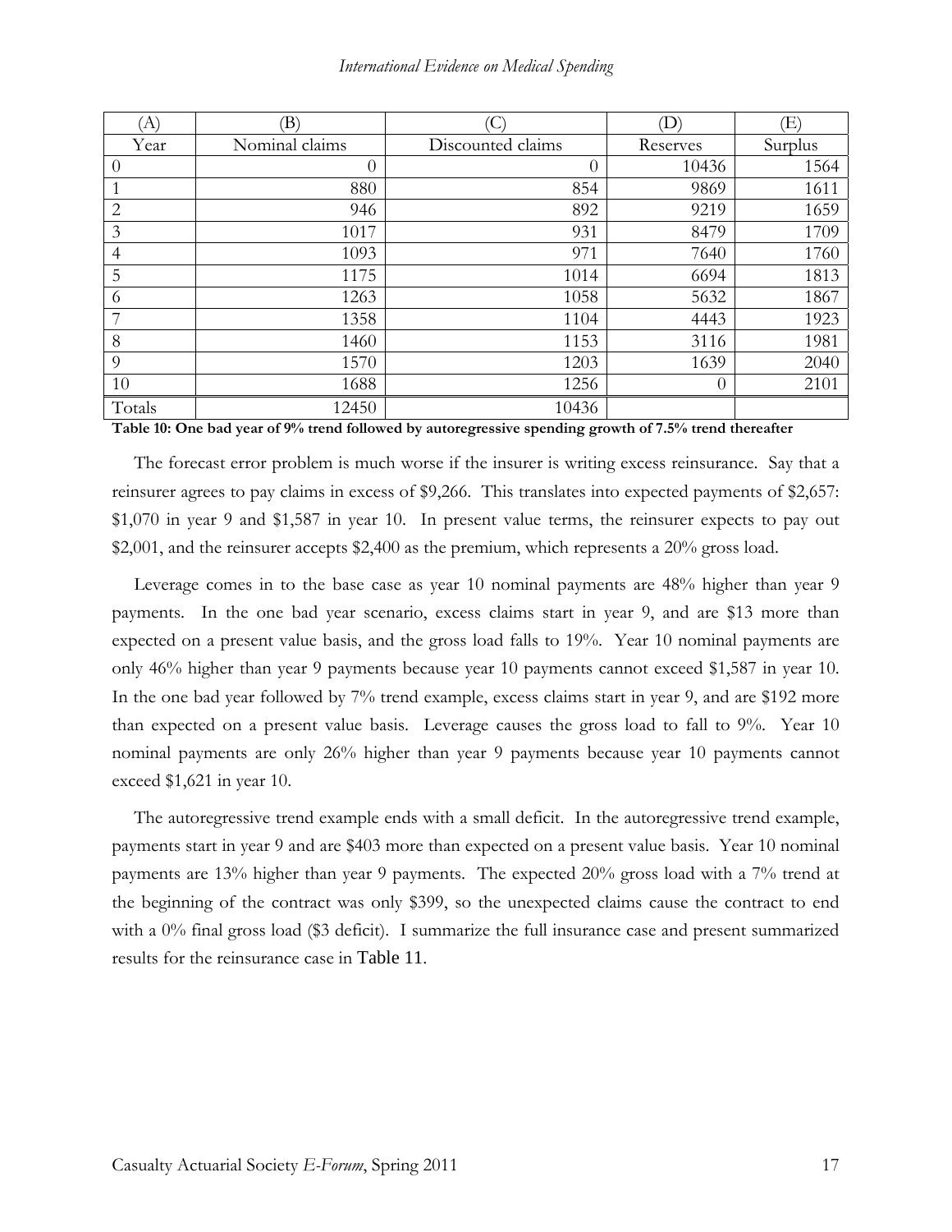| (A) | (B) | (C) | (D) | (E) |
|---|---|---|---|---|
| Year | Nominal claims | Discounted claims | Reserves | Surplus |
| 0 | 0 | 0 | 10436 | 1564 |
| 1 | 880 | 854 | 9869 | 1611 |
| 2 | 946 | 892 | 9219 | 1659 |
| 3 | 1017 | 931 | 8479 | 1709 |
| 4 | 1093 | 971 | 7640 | 1760 |
| 5 | 1175 | 1014 | 6694 | 1813 |
| 6 | 1263 | 1058 | 5632 | 1867 |
| 7 | 1358 | 1104 | 4443 | 1923 |
| 8 | 1460 | 1153 | 3116 | 1981 |
| 9 | 1570 | 1203 | 1639 | 2040 |
| 10 | 1688 | 1256 | 0 | 2101 |
| Totals | 12450 | 10436 | | |

**Table 10: One bad year of 9% trend followed by autoregressive spending growth of 7.5% trend thereafter**

The forecast error problem is much worse if the insurer is writing excess reinsurance. Say that a reinsurer agrees to pay claims in excess of $9,266. This translates into expected payments of $2,657: $1,070 in year 9 and $1,587 in year 10. In present value terms, the reinsurer expects to pay out $2,001, and the reinsurer accepts $2,400 as the premium, which represents a 20% gross load.

Leverage comes in to the base case as year 10 nominal payments are 48% higher than year 9 payments. In the one bad year scenario, excess claims start in year 9, and are $13 more than expected on a present value basis, and the gross load falls to 19%. Year 10 nominal payments are only 46% higher than year 9 payments because year 10 payments cannot exceed $1,587 in year 10. In the one bad year followed by 7% trend example, excess claims start in year 9, and are $192 more than expected on a present value basis. Leverage causes the gross load to fall to 9%. Year 10 nominal payments are only 26% higher than year 9 payments because year 10 payments cannot exceed $1,621 in year 10.

The autoregressive trend example ends with a small deficit. In the autoregressive trend example, payments start in year 9 and are $403 more than expected on a present value basis. Year 10 nominal payments are 13% higher than year 9 payments. The expected 20% gross load with a 7% trend at the beginning of the contract was only $399, so the unexpected claims cause the contract to end with a 0% final gross load ($3 deficit). I summarize the full insurance case and present summarized results for the reinsurance case in Table 11.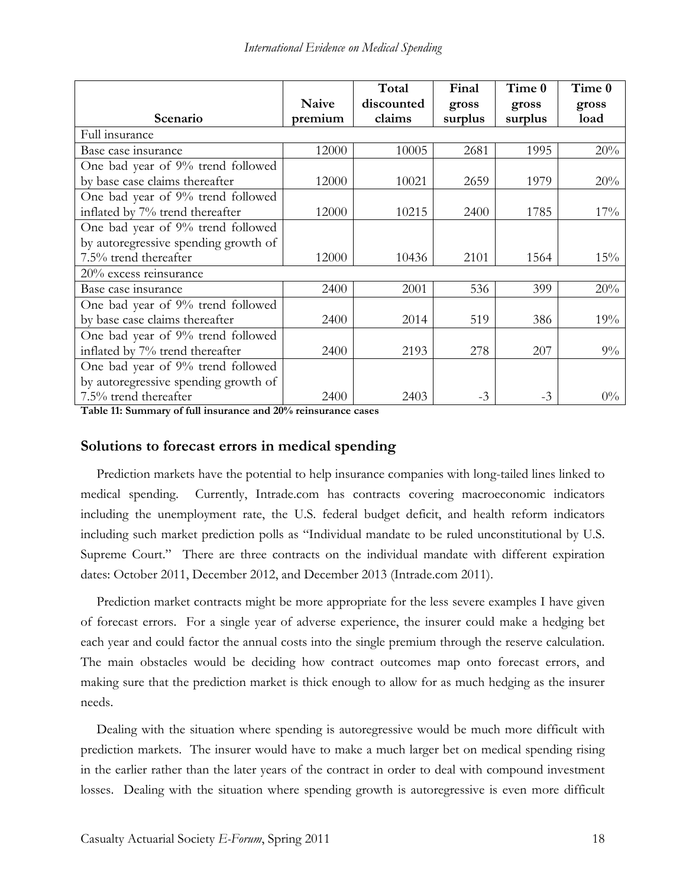| Scenario | Naive premium | Total discounted claims | Final gross surplus | Time 0 gross surplus | Time 0 gross load |
|---|---|---|---|---|---|
| Full insurance | | | | | |
| Base case insurance | 12000 | 10005 | 2681 | 1995 | 20% |
| One bad year of 9% trend followed by base case claims thereafter | 12000 | 10021 | 2659 | 1979 | 20% |
| One bad year of 9% trend followed inflated by 7% trend thereafter | 12000 | 10215 | 2400 | 1785 | 17% |
| One bad year of 9% trend followed by autoregressive spending growth of 7.5% trend thereafter | 12000 | 10436 | 2101 | 1564 | 15% |
| 20% excess reinsurance | | | | | |
| Base case insurance | 2400 | 2001 | 536 | 399 | 20% |
| One bad year of 9% trend followed by base case claims thereafter | 2400 | 2014 | 519 | 386 | 19% |
| One bad year of 9% trend followed inflated by 7% trend thereafter | 2400 | 2193 | 278 | 207 | 9% |
| One bad year of 9% trend followed by autoregressive spending growth of 7.5% trend thereafter | 2400 | 2403 | -3 | -3 | 0% |

**Table 11: Summary of full insurance and 20% reinsurance cases**

## Solutions to forecast errors in medical spending

Prediction markets have the potential to help insurance companies with long-tailed lines linked to medical spending. Currently, Intrade.com has contracts covering macroeconomic indicators including the unemployment rate, the U.S. federal budget deficit, and health reform indicators including such market prediction polls as "Individual mandate to be ruled unconstitutional by U.S. Supreme Court." There are three contracts on the individual mandate with different expiration dates: October 2011, December 2012, and December 2013 (Intrade.com 2011).

Prediction market contracts might be more appropriate for the less severe examples I have given of forecast errors. For a single year of adverse experience, the insurer could make a hedging bet each year and could factor the annual costs into the single premium through the reserve calculation. The main obstacles would be deciding how contract outcomes map onto forecast errors, and making sure that the prediction market is thick enough to allow for as much hedging as the insurer needs.

Dealing with the situation where spending is autoregressive would be much more difficult with prediction markets. The insurer would have to make a much larger bet on medical spending rising in the earlier rather than the later years of the contract in order to deal with compound investment losses. Dealing with the situation where spending growth is autoregressive is even more difficult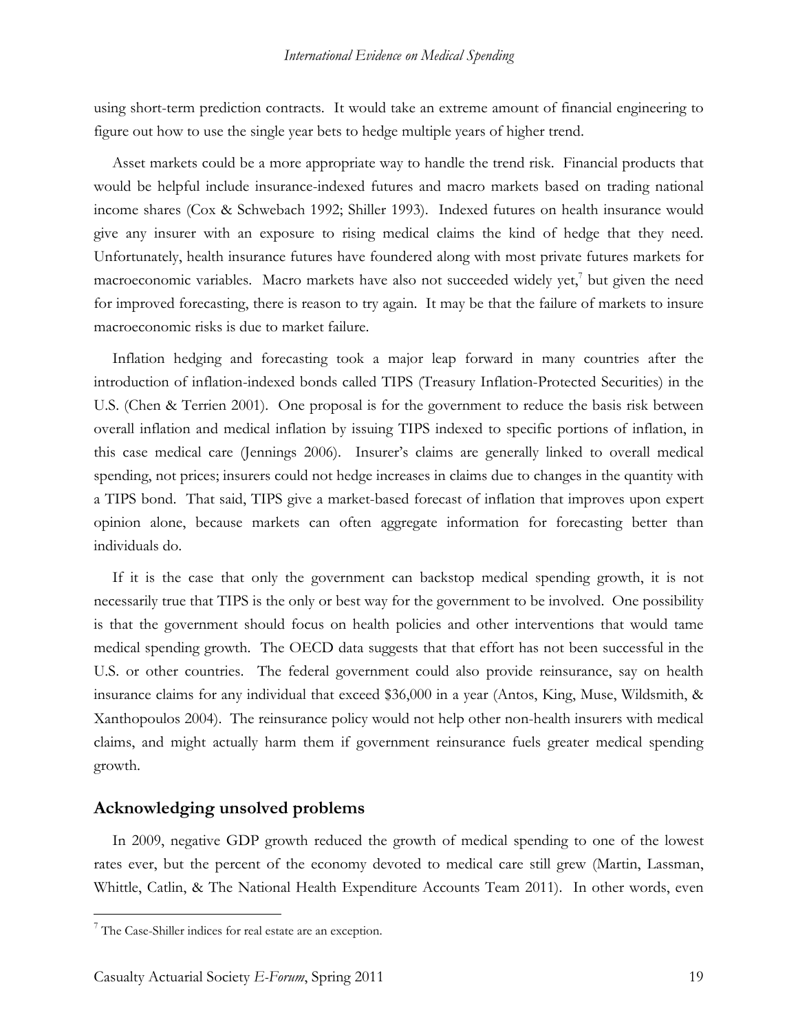using short-term prediction contracts. It would take an extreme amount of financial engineering to figure out how to use the single year bets to hedge multiple years of higher trend.

Asset markets could be a more appropriate way to handle the trend risk. Financial products that would be helpful include insurance-indexed futures and macro markets based on trading national income shares (Cox & Schwebach 1992; Shiller 1993). Indexed futures on health insurance would give any insurer with an exposure to rising medical claims the kind of hedge that they need. Unfortunately, health insurance futures have foundered along with most private futures markets for macroeconomic variables. Macro markets have also not succeeded widely yet,[7] but given the need for improved forecasting, there is reason to try again. It may be that the failure of markets to insure macroeconomic risks is due to market failure.

Inflation hedging and forecasting took a major leap forward in many countries after the introduction of inflation-indexed bonds called TIPS (Treasury Inflation-Protected Securities) in the U.S. (Chen & Terrien 2001). One proposal is for the government to reduce the basis risk between overall inflation and medical inflation by issuing TIPS indexed to specific portions of inflation, in this case medical care (Jennings 2006). Insurer's claims are generally linked to overall medical spending, not prices; insurers could not hedge increases in claims due to changes in the quantity with a TIPS bond. That said, TIPS give a market-based forecast of inflation that improves upon expert opinion alone, because markets can often aggregate information for forecasting better than individuals do.

If it is the case that only the government can backstop medical spending growth, it is not necessarily true that TIPS is the only or best way for the government to be involved. One possibility is that the government should focus on health policies and other interventions that would tame medical spending growth. The OECD data suggests that that effort has not been successful in the U.S. or other countries. The federal government could also provide reinsurance, say on health insurance claims for any individual that exceed \$36,000 in a year (Antos, King, Muse, Wildsmith, & Xanthopoulos 2004). The reinsurance policy would not help other non-health insurers with medical claims, and might actually harm them if government reinsurance fuels greater medical spending growth.

## Acknowledging unsolved problems

In 2009, negative GDP growth reduced the growth of medical spending to one of the lowest rates ever, but the percent of the economy devoted to medical care still grew (Martin, Lassman, Whittle, Catlin, & The National Health Expenditure Accounts Team 2011). In other words, even

---

[7] The Case-Shiller indices for real estate are an exception.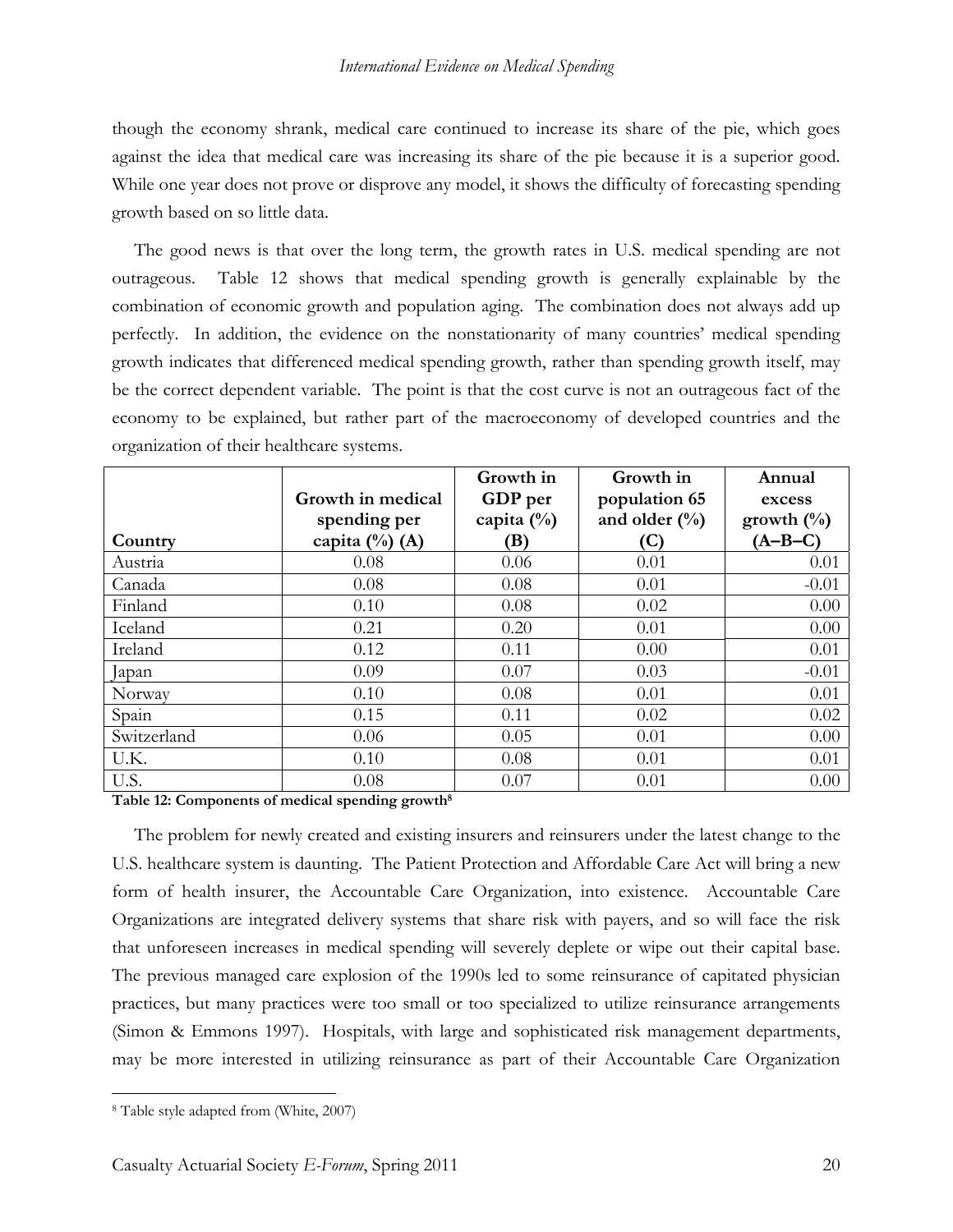though the economy shrank, medical care continued to increase its share of the pie, which goes against the idea that medical care was increasing its share of the pie because it is a superior good. While one year does not prove or disprove any model, it shows the difficulty of forecasting spending growth based on so little data.

The good news is that over the long term, the growth rates in U.S. medical spending are not outrageous. Table 12 shows that medical spending growth is generally explainable by the combination of economic growth and population aging. The combination does not always add up perfectly. In addition, the evidence on the nonstationarity of many countries' medical spending growth indicates that differenced medical spending growth, rather than spending growth itself, may be the correct dependent variable. The point is that the cost curve is not an outrageous fact of the economy to be explained, but rather part of the macroeconomy of developed countries and the organization of their healthcare systems.

| Country | Growth in medical spending per capita (%) (A) | Growth in GDP per capita (%) (B) | Growth in population 65 and older (%) (C) | Annual excess growth (%) (A–B–C) |
|---|---|---|---|---|
| Austria | 0.08 | 0.06 | 0.01 | 0.01 |
| Canada | 0.08 | 0.08 | 0.01 | -0.01 |
| Finland | 0.10 | 0.08 | 0.02 | 0.00 |
| Iceland | 0.21 | 0.20 | 0.01 | 0.00 |
| Ireland | 0.12 | 0.11 | 0.00 | 0.01 |
| Japan | 0.09 | 0.07 | 0.03 | -0.01 |
| Norway | 0.10 | 0.08 | 0.01 | 0.01 |
| Spain | 0.15 | 0.11 | 0.02 | 0.02 |
| Switzerland | 0.06 | 0.05 | 0.01 | 0.00 |
| U.K. | 0.10 | 0.08 | 0.01 | 0.01 |
| U.S. | 0.08 | 0.07 | 0.01 | 0.00 |

**Table 12: Components of medical spending growth[8]**

The problem for newly created and existing insurers and reinsurers under the latest change to the U.S. healthcare system is daunting. The Patient Protection and Affordable Care Act will bring a new form of health insurer, the Accountable Care Organization, into existence. Accountable Care Organizations are integrated delivery systems that share risk with payers, and so will face the risk that unforeseen increases in medical spending will severely deplete or wipe out their capital base. The previous managed care explosion of the 1990s led to some reinsurance of capitated physician practices, but many practices were too small or too specialized to utilize reinsurance arrangements (Simon & Emmons 1997). Hospitals, with large and sophisticated risk management departments, may be more interested in utilizing reinsurance as part of their Accountable Care Organization

[8] Table style adapted from (White, 2007)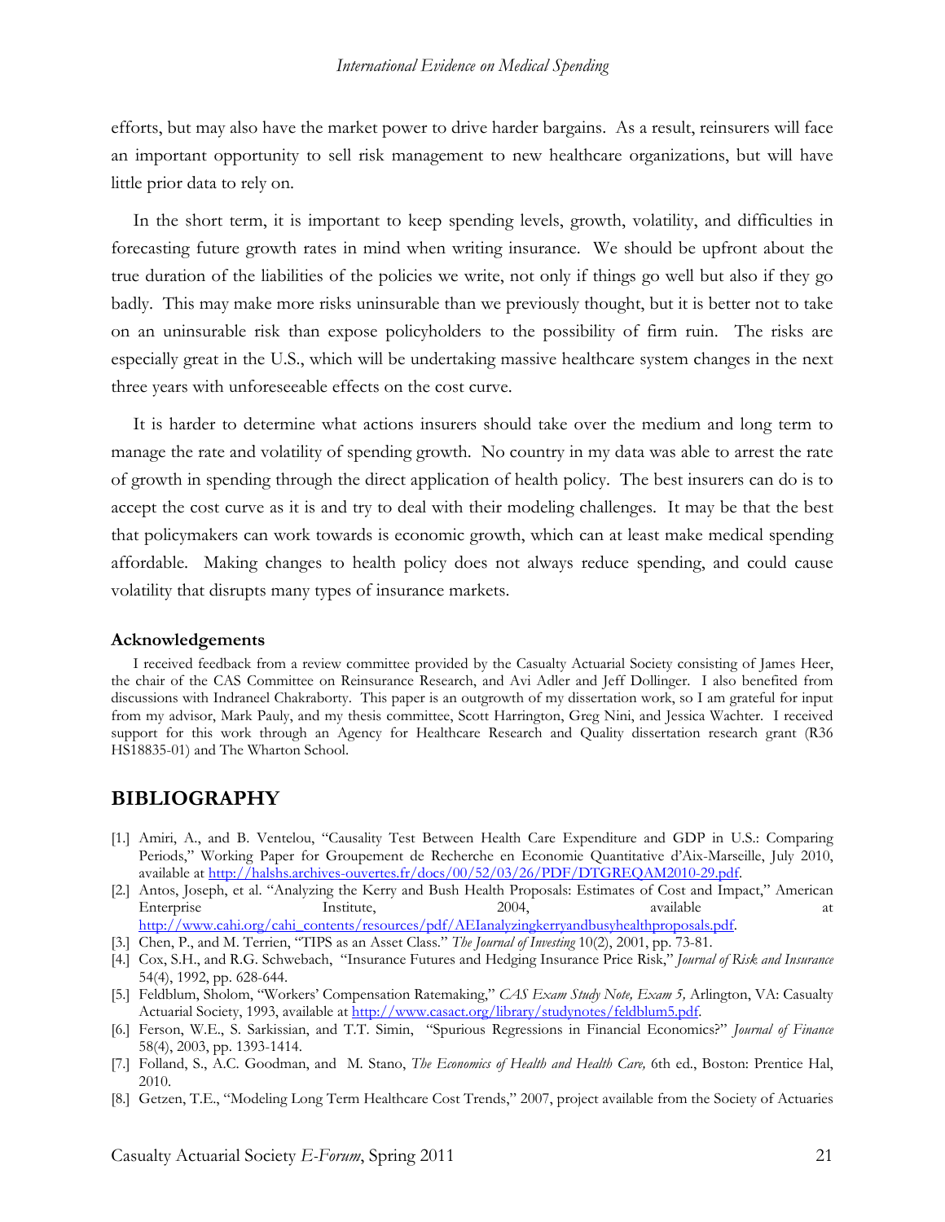efforts, but may also have the market power to drive harder bargains. As a result, reinsurers will face an important opportunity to sell risk management to new healthcare organizations, but will have little prior data to rely on.

In the short term, it is important to keep spending levels, growth, volatility, and difficulties in forecasting future growth rates in mind when writing insurance. We should be upfront about the true duration of the liabilities of the policies we write, not only if things go well but also if they go badly. This may make more risks uninsurable than we previously thought, but it is better not to take on an uninsurable risk than expose policyholders to the possibility of firm ruin. The risks are especially great in the U.S., which will be undertaking massive healthcare system changes in the next three years with unforeseeable effects on the cost curve.

It is harder to determine what actions insurers should take over the medium and long term to manage the rate and volatility of spending growth. No country in my data was able to arrest the rate of growth in spending through the direct application of health policy. The best insurers can do is to accept the cost curve as it is and try to deal with their modeling challenges. It may be that the best that policymakers can work towards is economic growth, which can at least make medical spending affordable. Making changes to health policy does not always reduce spending, and could cause volatility that disrupts many types of insurance markets.

### Acknowledgements

I received feedback from a review committee provided by the Casualty Actuarial Society consisting of James Heer, the chair of the CAS Committee on Reinsurance Research, and Avi Adler and Jeff Dollinger. I also benefited from discussions with Indraneel Chakraborty. This paper is an outgrowth of my dissertation work, so I am grateful for input from my advisor, Mark Pauly, and my thesis committee, Scott Harrington, Greg Nini, and Jessica Wachter. I received support for this work through an Agency for Healthcare Research and Quality dissertation research grant (R36 HS18835-01) and The Wharton School.

## BIBLIOGRAPHY

[1.] Amiri, A., and B. Ventelou, "Causality Test Between Health Care Expenditure and GDP in U.S.: Comparing Periods," Working Paper for Groupement de Recherche en Economie Quantitative d'Aix-Marseille, July 2010, available at http://halshs.archives-ouvertes.fr/docs/00/52/03/26/PDF/DTGREQAM2010-29.pdf.

[2.] Antos, Joseph, et al. "Analyzing the Kerry and Bush Health Proposals: Estimates of Cost and Impact," American Enterprise Institute, 2004, available at http://www.cahi.org/cahi_contents/resources/pdf/AEIanalyzingkerryandbusyhealthproposals.pdf.

[3.] Chen, P., and M. Terrien, "TIPS as an Asset Class." *The Journal of Investing* 10(2), 2001, pp. 73-81.

[4.] Cox, S.H., and R.G. Schwebach, "Insurance Futures and Hedging Insurance Price Risk," *Journal of Risk and Insurance* 54(4), 1992, pp. 628-644.

[5.] Feldblum, Sholom, "Workers' Compensation Ratemaking," *CAS Exam Study Note, Exam 5,* Arlington, VA: Casualty Actuarial Society, 1993, available at http://www.casact.org/library/studynotes/feldblum5.pdf.

[6.] Ferson, W.E., S. Sarkissian, and T.T. Simin, "Spurious Regressions in Financial Economics?" *Journal of Finance* 58(4), 2003, pp. 1393-1414.

[7.] Folland, S., A.C. Goodman, and M. Stano, *The Economics of Health and Health Care,* 6th ed., Boston: Prentice Hal, 2010.

[8.] Getzen, T.E., "Modeling Long Term Healthcare Cost Trends," 2007, project available from the Society of Actuaries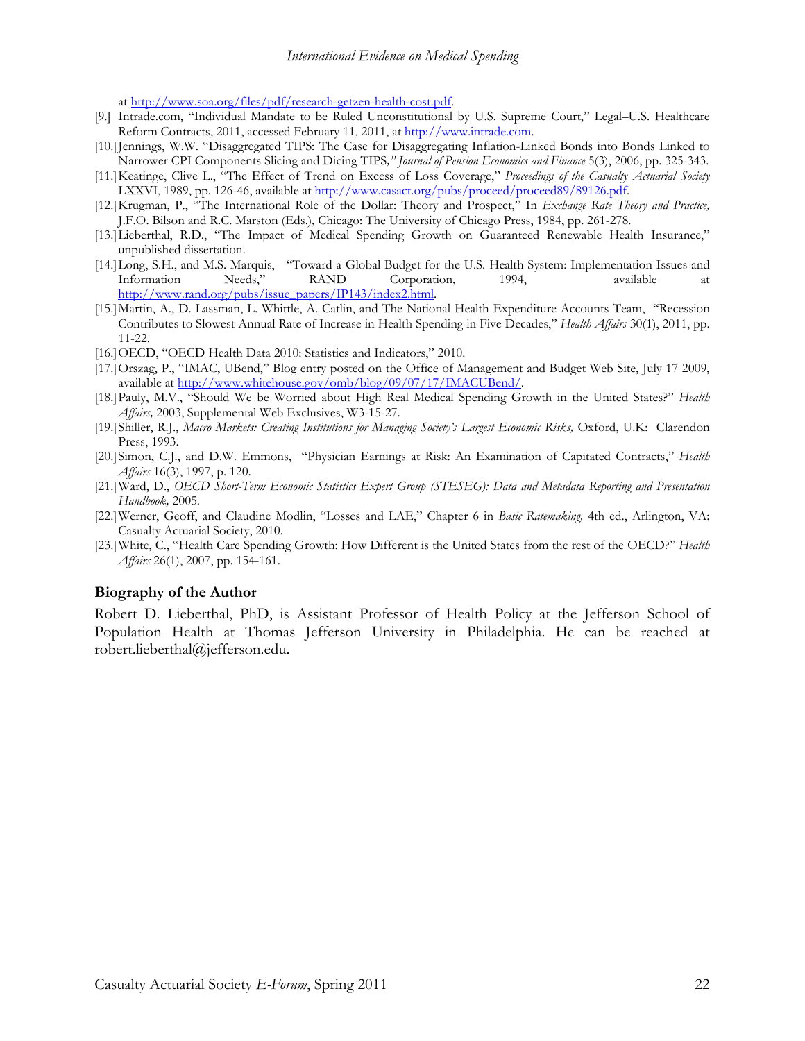at http://www.soa.org/files/pdf/research-getzen-health-cost.pdf.

[9.] Intrade.com, "Individual Mandate to be Ruled Unconstitutional by U.S. Supreme Court," Legal–U.S. Healthcare Reform Contracts, 2011, accessed February 11, 2011, at http://www.intrade.com.

[10.] Jennings, W.W. "Disaggregated TIPS: The Case for Disaggregating Inflation-Linked Bonds into Bonds Linked to Narrower CPI Components Slicing and Dicing TIPS*," Journal of Pension Economics and Finance* 5(3), 2006, pp. 325-343.

[11.] Keatinge, Clive L., "The Effect of Trend on Excess of Loss Coverage," *Proceedings of the Casualty Actuarial Society* LXXVI, 1989, pp. 126-46, available at http://www.casact.org/pubs/proceed/proceed89/89126.pdf.

[12.] Krugman, P., "The International Role of the Dollar: Theory and Prospect," In *Exchange Rate Theory and Practice,* J.F.O. Bilson and R.C. Marston (Eds.), Chicago: The University of Chicago Press, 1984, pp. 261-278.

[13.] Lieberthal, R.D., "The Impact of Medical Spending Growth on Guaranteed Renewable Health Insurance," unpublished dissertation.

[14.] Long, S.H., and M.S. Marquis, "Toward a Global Budget for the U.S. Health System: Implementation Issues and Information Needs," RAND Corporation, 1994, available at http://www.rand.org/pubs/issue_papers/IP143/index2.html.

[15.] Martin, A., D. Lassman, L. Whittle, A. Catlin, and The National Health Expenditure Accounts Team, "Recession Contributes to Slowest Annual Rate of Increase in Health Spending in Five Decades," *Health Affairs* 30(1), 2011, pp. 11-22.

[16.] OECD, "OECD Health Data 2010: Statistics and Indicators," 2010.

[17.] Orszag, P., "IMAC, UBend," Blog entry posted on the Office of Management and Budget Web Site, July 17 2009, available at http://www.whitehouse.gov/omb/blog/09/07/17/IMACUBend/.

[18.] Pauly, M.V., "Should We be Worried about High Real Medical Spending Growth in the United States?" *Health Affairs,* 2003, Supplemental Web Exclusives, W3-15-27.

[19.] Shiller, R.J., *Macro Markets: Creating Institutions for Managing Society's Largest Economic Risks,* Oxford, U.K: Clarendon Press, 1993.

[20.] Simon, C.J., and D.W. Emmons, "Physician Earnings at Risk: An Examination of Capitated Contracts," *Health Affairs* 16(3), 1997, p. 120.

[21.] Ward, D., *OECD Short-Term Economic Statistics Expert Group (STESEG): Data and Metadata Reporting and Presentation Handbook,* 2005.

[22.] Werner, Geoff, and Claudine Modlin, "Losses and LAE," Chapter 6 in *Basic Ratemaking,* 4th ed., Arlington, VA: Casualty Actuarial Society, 2010.

[23.] White, C., "Health Care Spending Growth: How Different is the United States from the rest of the OECD?" *Health Affairs* 26(1), 2007, pp. 154-161.

## Biography of the Author

Robert D. Lieberthal, PhD, is Assistant Professor of Health Policy at the Jefferson School of Population Health at Thomas Jefferson University in Philadelphia. He can be reached at robert.lieberthal@jefferson.edu.